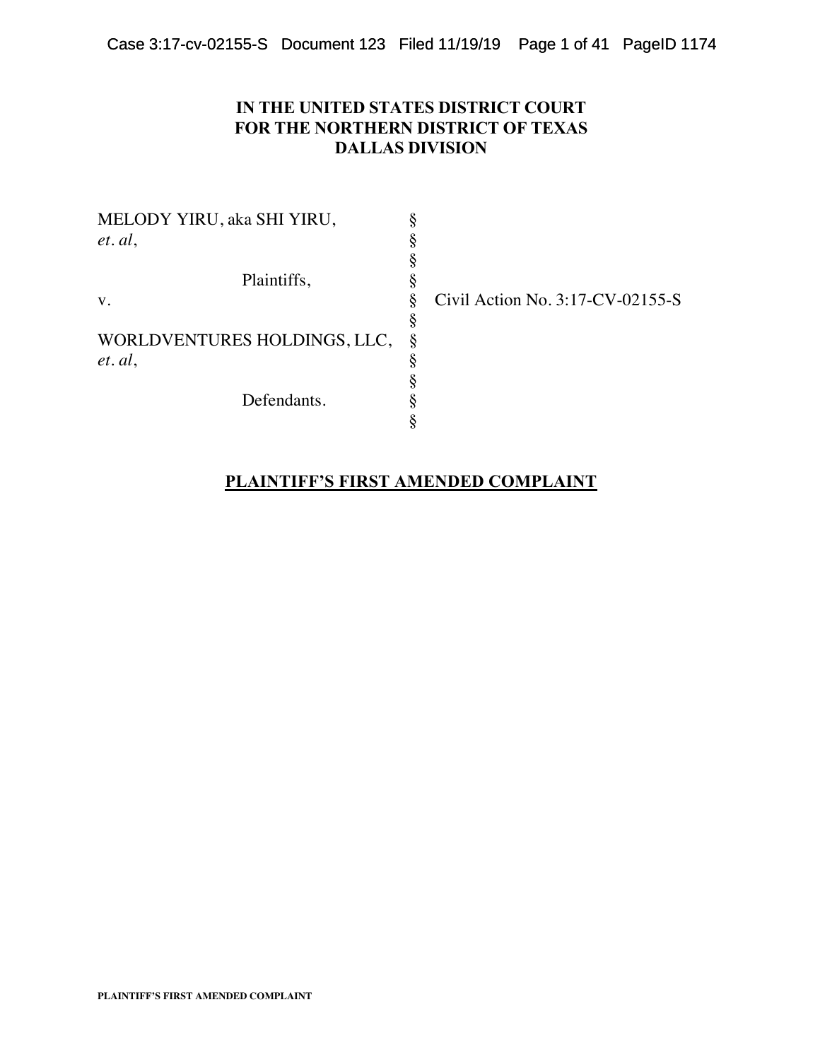**IN THE UNITED STATES DISTRICT COURT**
**FOR THE NORTHERN DISTRICT OF TEXAS**
**DALLAS DIVISION**

| | | |
|---|---|---|
| MELODY YIRU, aka SHI YIRU, *et. al*, | § | |
| | § | |
| Plaintiffs, | § | |
| v. | § | Civil Action No. 3:17-CV-02155-S |
| | § | |
| WORLDVENTURES HOLDINGS, LLC, *et. al*, | § | |
| | § | |
| Defendants. | § | |

## PLAINTIFF'S FIRST AMENDED COMPLAINT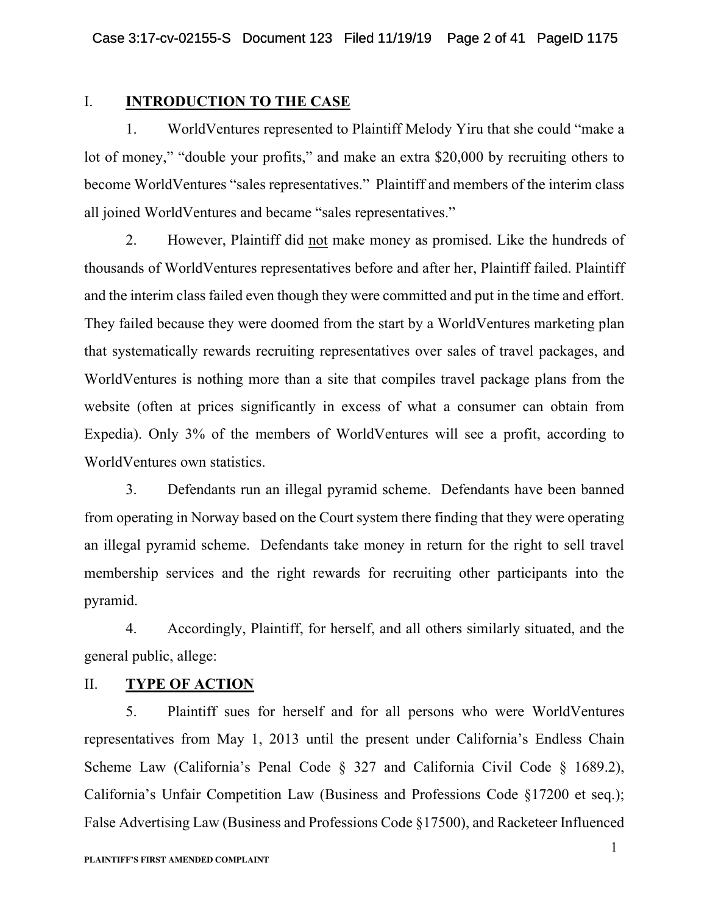## I. **INTRODUCTION TO THE CASE**

1. WorldVentures represented to Plaintiff Melody Yiru that she could "make a lot of money," "double your profits," and make an extra $20,000 by recruiting others to become WorldVentures "sales representatives." Plaintiff and members of the interim class all joined WorldVentures and became "sales representatives."

2. However, Plaintiff did <u>not</u> make money as promised. Like the hundreds of thousands of WorldVentures representatives before and after her, Plaintiff failed. Plaintiff and the interim class failed even though they were committed and put in the time and effort. They failed because they were doomed from the start by a WorldVentures marketing plan that systematically rewards recruiting representatives over sales of travel packages, and WorldVentures is nothing more than a site that compiles travel package plans from the website (often at prices significantly in excess of what a consumer can obtain from Expedia). Only 3% of the members of WorldVentures will see a profit, according to WorldVentures own statistics.

3. Defendants run an illegal pyramid scheme. Defendants have been banned from operating in Norway based on the Court system there finding that they were operating an illegal pyramid scheme. Defendants take money in return for the right to sell travel membership services and the right rewards for recruiting other participants into the pyramid.

4. Accordingly, Plaintiff, for herself, and all others similarly situated, and the general public, allege:

## II. **TYPE OF ACTION**

5. Plaintiff sues for herself and for all persons who were WorldVentures representatives from May 1, 2013 until the present under California's Endless Chain Scheme Law (California's Penal Code § 327 and California Civil Code § 1689.2), California's Unfair Competition Law (Business and Professions Code §17200 et seq.); False Advertising Law (Business and Professions Code §17500), and Racketeer Influenced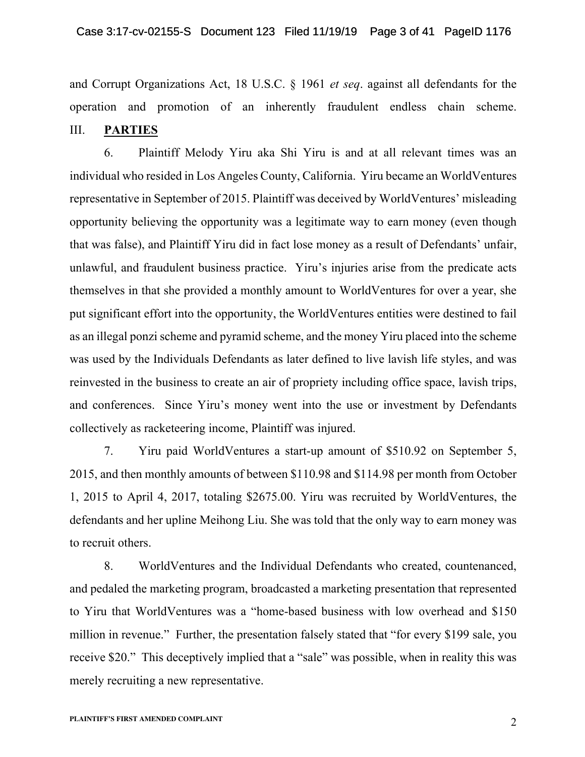and Corrupt Organizations Act, 18 U.S.C. § 1961 *et seq*. against all defendants for the operation and promotion of an inherently fraudulent endless chain scheme.

## III. **PARTIES**

6. Plaintiff Melody Yiru aka Shi Yiru is and at all relevant times was an individual who resided in Los Angeles County, California. Yiru became an WorldVentures representative in September of 2015. Plaintiff was deceived by WorldVentures' misleading opportunity believing the opportunity was a legitimate way to earn money (even though that was false), and Plaintiff Yiru did in fact lose money as a result of Defendants' unfair, unlawful, and fraudulent business practice. Yiru's injuries arise from the predicate acts themselves in that she provided a monthly amount to WorldVentures for over a year, she put significant effort into the opportunity, the WorldVentures entities were destined to fail as an illegal ponzi scheme and pyramid scheme, and the money Yiru placed into the scheme was used by the Individuals Defendants as later defined to live lavish life styles, and was reinvested in the business to create an air of propriety including office space, lavish trips, and conferences. Since Yiru's money went into the use or investment by Defendants collectively as racketeering income, Plaintiff was injured.

7. Yiru paid WorldVentures a start-up amount of $510.92 on September 5, 2015, and then monthly amounts of between $110.98 and $114.98 per month from October 1, 2015 to April 4, 2017, totaling $2675.00. Yiru was recruited by WorldVentures, the defendants and her upline Meihong Liu. She was told that the only way to earn money was to recruit others.

8. WorldVentures and the Individual Defendants who created, countenanced, and pedaled the marketing program, broadcasted a marketing presentation that represented to Yiru that WorldVentures was a "home-based business with low overhead and $150 million in revenue." Further, the presentation falsely stated that "for every $199 sale, you receive $20." This deceptively implied that a "sale" was possible, when in reality this was merely recruiting a new representative.

PLAINTIFF'S FIRST AMENDED COMPLAINT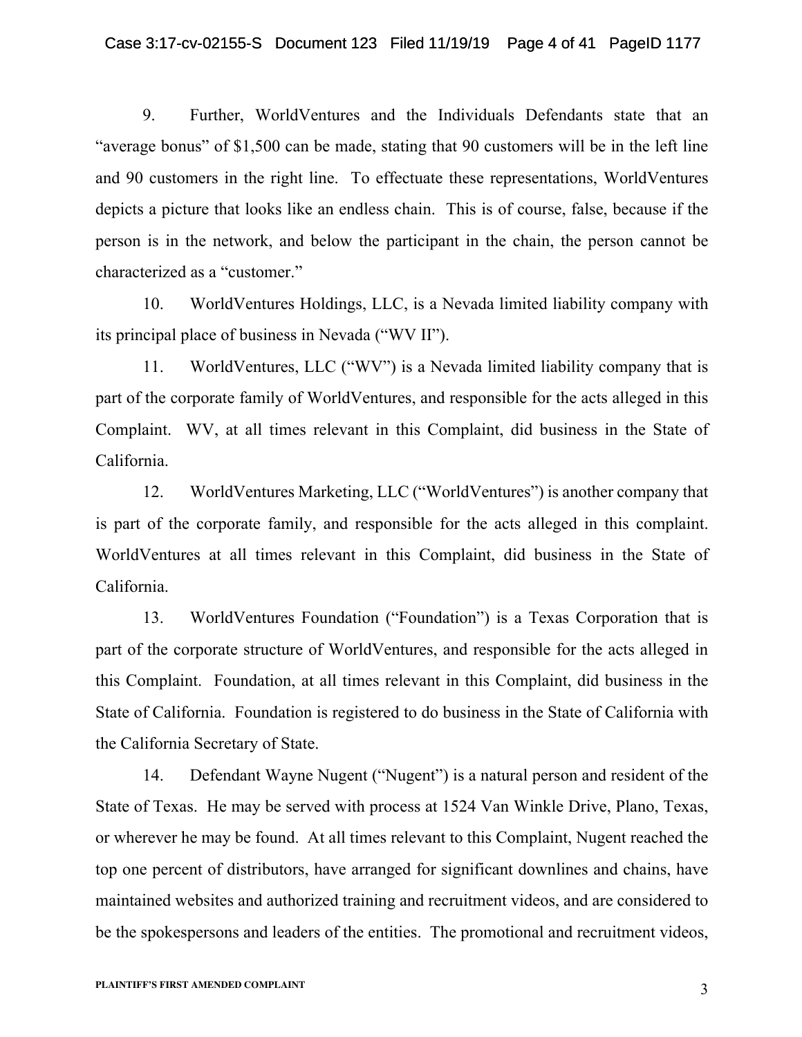9. Further, WorldVentures and the Individuals Defendants state that an "average bonus" of $1,500 can be made, stating that 90 customers will be in the left line and 90 customers in the right line. To effectuate these representations, WorldVentures depicts a picture that looks like an endless chain. This is of course, false, because if the person is in the network, and below the participant in the chain, the person cannot be characterized as a "customer."

10. WorldVentures Holdings, LLC, is a Nevada limited liability company with its principal place of business in Nevada ("WV II").

11. WorldVentures, LLC ("WV") is a Nevada limited liability company that is part of the corporate family of WorldVentures, and responsible for the acts alleged in this Complaint. WV, at all times relevant in this Complaint, did business in the State of California.

12. WorldVentures Marketing, LLC ("WorldVentures") is another company that is part of the corporate family, and responsible for the acts alleged in this complaint. WorldVentures at all times relevant in this Complaint, did business in the State of California.

13. WorldVentures Foundation ("Foundation") is a Texas Corporation that is part of the corporate structure of WorldVentures, and responsible for the acts alleged in this Complaint. Foundation, at all times relevant in this Complaint, did business in the State of California. Foundation is registered to do business in the State of California with the California Secretary of State.

14. Defendant Wayne Nugent ("Nugent") is a natural person and resident of the State of Texas. He may be served with process at 1524 Van Winkle Drive, Plano, Texas, or wherever he may be found. At all times relevant to this Complaint, Nugent reached the top one percent of distributors, have arranged for significant downlines and chains, have maintained websites and authorized training and recruitment videos, and are considered to be the spokespersons and leaders of the entities. The promotional and recruitment videos,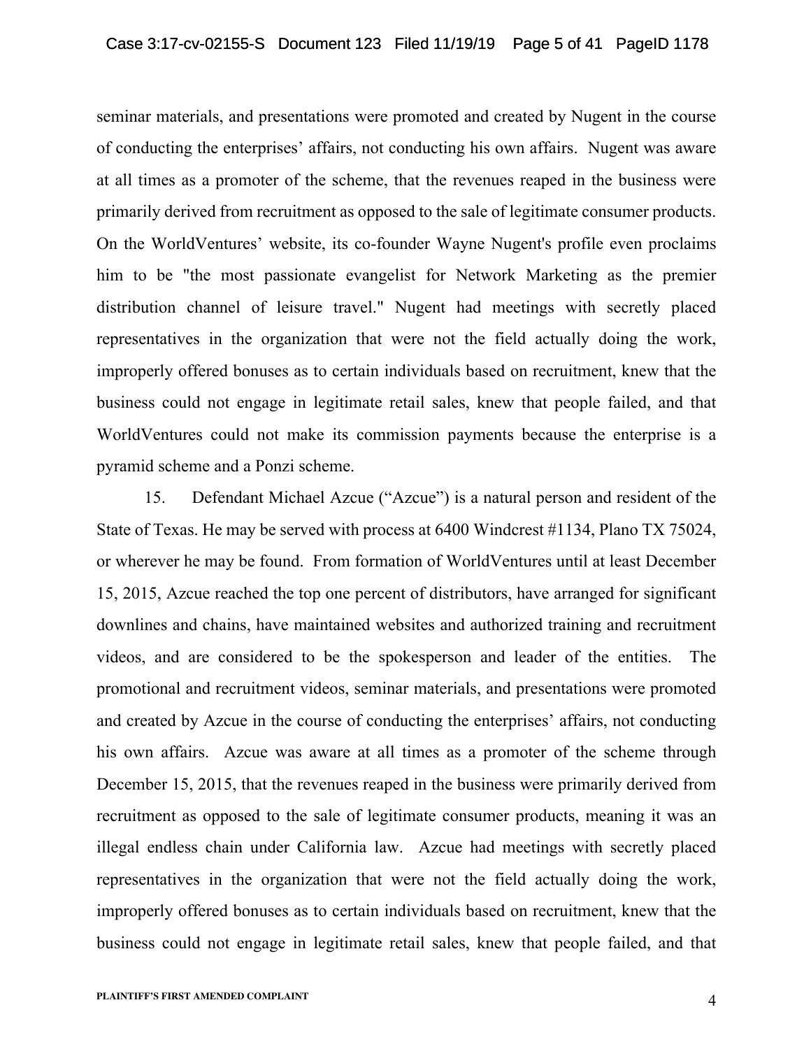seminar materials, and presentations were promoted and created by Nugent in the course of conducting the enterprises' affairs, not conducting his own affairs. Nugent was aware at all times as a promoter of the scheme, that the revenues reaped in the business were primarily derived from recruitment as opposed to the sale of legitimate consumer products. On the WorldVentures' website, its co-founder Wayne Nugent's profile even proclaims him to be "the most passionate evangelist for Network Marketing as the premier distribution channel of leisure travel." Nugent had meetings with secretly placed representatives in the organization that were not the field actually doing the work, improperly offered bonuses as to certain individuals based on recruitment, knew that the business could not engage in legitimate retail sales, knew that people failed, and that WorldVentures could not make its commission payments because the enterprise is a pyramid scheme and a Ponzi scheme.

15. Defendant Michael Azcue ("Azcue") is a natural person and resident of the State of Texas. He may be served with process at 6400 Windcrest #1134, Plano TX 75024, or wherever he may be found. From formation of WorldVentures until at least December 15, 2015, Azcue reached the top one percent of distributors, have arranged for significant downlines and chains, have maintained websites and authorized training and recruitment videos, and are considered to be the spokesperson and leader of the entities. The promotional and recruitment videos, seminar materials, and presentations were promoted and created by Azcue in the course of conducting the enterprises' affairs, not conducting his own affairs. Azcue was aware at all times as a promoter of the scheme through December 15, 2015, that the revenues reaped in the business were primarily derived from recruitment as opposed to the sale of legitimate consumer products, meaning it was an illegal endless chain under California law. Azcue had meetings with secretly placed representatives in the organization that were not the field actually doing the work, improperly offered bonuses as to certain individuals based on recruitment, knew that the business could not engage in legitimate retail sales, knew that people failed, and that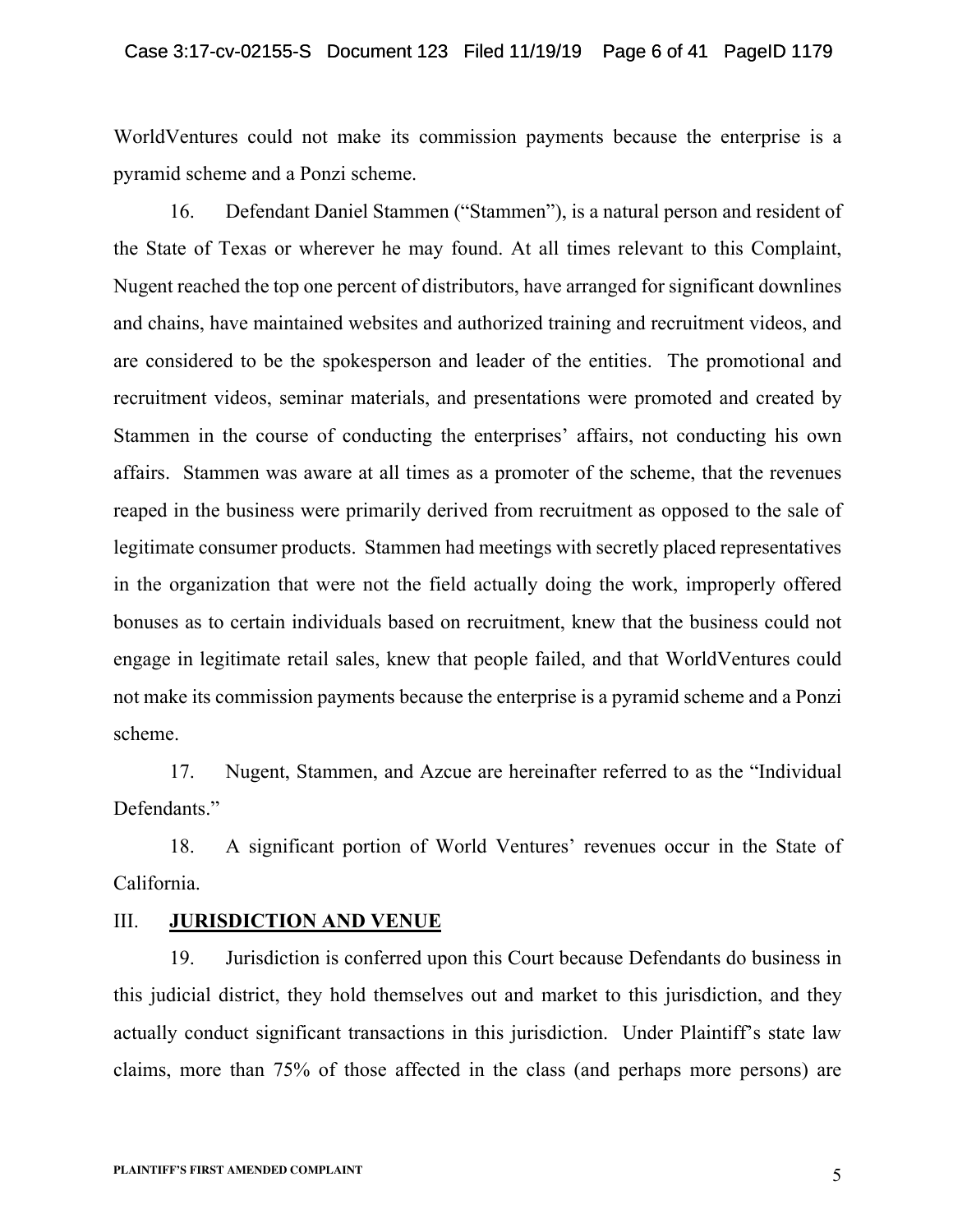WorldVentures could not make its commission payments because the enterprise is a pyramid scheme and a Ponzi scheme.

16. Defendant Daniel Stammen ("Stammen"), is a natural person and resident of the State of Texas or wherever he may found. At all times relevant to this Complaint, Nugent reached the top one percent of distributors, have arranged for significant downlines and chains, have maintained websites and authorized training and recruitment videos, and are considered to be the spokesperson and leader of the entities. The promotional and recruitment videos, seminar materials, and presentations were promoted and created by Stammen in the course of conducting the enterprises' affairs, not conducting his own affairs. Stammen was aware at all times as a promoter of the scheme, that the revenues reaped in the business were primarily derived from recruitment as opposed to the sale of legitimate consumer products. Stammen had meetings with secretly placed representatives in the organization that were not the field actually doing the work, improperly offered bonuses as to certain individuals based on recruitment, knew that the business could not engage in legitimate retail sales, knew that people failed, and that WorldVentures could not make its commission payments because the enterprise is a pyramid scheme and a Ponzi scheme.

17. Nugent, Stammen, and Azcue are hereinafter referred to as the "Individual Defendants."

18. A significant portion of World Ventures' revenues occur in the State of California.

## III. **JURISDICTION AND VENUE**

19. Jurisdiction is conferred upon this Court because Defendants do business in this judicial district, they hold themselves out and market to this jurisdiction, and they actually conduct significant transactions in this jurisdiction. Under Plaintiff's state law claims, more than 75% of those affected in the class (and perhaps more persons) are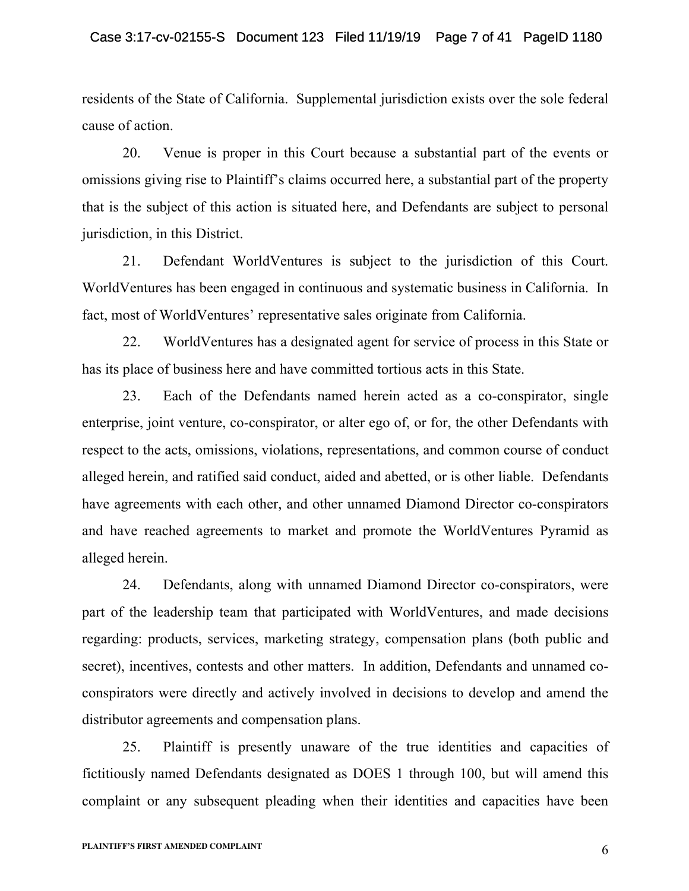residents of the State of California. Supplemental jurisdiction exists over the sole federal cause of action.

20. Venue is proper in this Court because a substantial part of the events or omissions giving rise to Plaintiff's claims occurred here, a substantial part of the property that is the subject of this action is situated here, and Defendants are subject to personal jurisdiction, in this District.

21. Defendant WorldVentures is subject to the jurisdiction of this Court. WorldVentures has been engaged in continuous and systematic business in California. In fact, most of WorldVentures' representative sales originate from California.

22. WorldVentures has a designated agent for service of process in this State or has its place of business here and have committed tortious acts in this State.

23. Each of the Defendants named herein acted as a co-conspirator, single enterprise, joint venture, co-conspirator, or alter ego of, or for, the other Defendants with respect to the acts, omissions, violations, representations, and common course of conduct alleged herein, and ratified said conduct, aided and abetted, or is other liable. Defendants have agreements with each other, and other unnamed Diamond Director co-conspirators and have reached agreements to market and promote the WorldVentures Pyramid as alleged herein.

24. Defendants, along with unnamed Diamond Director co-conspirators, were part of the leadership team that participated with WorldVentures, and made decisions regarding: products, services, marketing strategy, compensation plans (both public and secret), incentives, contests and other matters. In addition, Defendants and unnamed co-conspirators were directly and actively involved in decisions to develop and amend the distributor agreements and compensation plans.

25. Plaintiff is presently unaware of the true identities and capacities of fictitiously named Defendants designated as DOES 1 through 100, but will amend this complaint or any subsequent pleading when their identities and capacities have been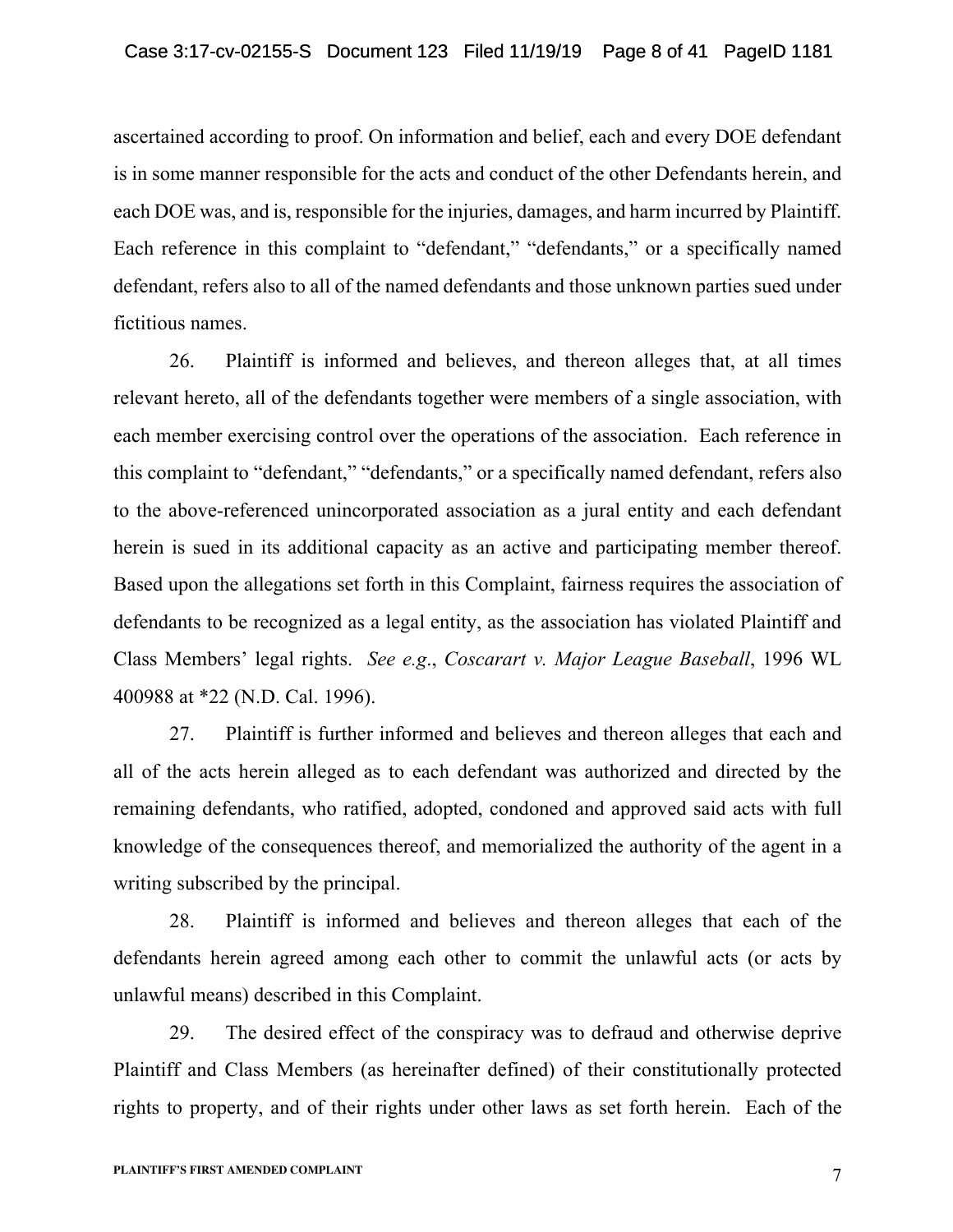ascertained according to proof. On information and belief, each and every DOE defendant is in some manner responsible for the acts and conduct of the other Defendants herein, and each DOE was, and is, responsible for the injuries, damages, and harm incurred by Plaintiff. Each reference in this complaint to "defendant," "defendants," or a specifically named defendant, refers also to all of the named defendants and those unknown parties sued under fictitious names.

26. Plaintiff is informed and believes, and thereon alleges that, at all times relevant hereto, all of the defendants together were members of a single association, with each member exercising control over the operations of the association. Each reference in this complaint to "defendant," "defendants," or a specifically named defendant, refers also to the above-referenced unincorporated association as a jural entity and each defendant herein is sued in its additional capacity as an active and participating member thereof. Based upon the allegations set forth in this Complaint, fairness requires the association of defendants to be recognized as a legal entity, as the association has violated Plaintiff and Class Members' legal rights. *See e.g.*, *Coscarart v. Major League Baseball*, 1996 WL 400988 at *22 (N.D. Cal. 1996).

27. Plaintiff is further informed and believes and thereon alleges that each and all of the acts herein alleged as to each defendant was authorized and directed by the remaining defendants, who ratified, adopted, condoned and approved said acts with full knowledge of the consequences thereof, and memorialized the authority of the agent in a writing subscribed by the principal.

28. Plaintiff is informed and believes and thereon alleges that each of the defendants herein agreed among each other to commit the unlawful acts (or acts by unlawful means) described in this Complaint.

29. The desired effect of the conspiracy was to defraud and otherwise deprive Plaintiff and Class Members (as hereinafter defined) of their constitutionally protected rights to property, and of their rights under other laws as set forth herein. Each of the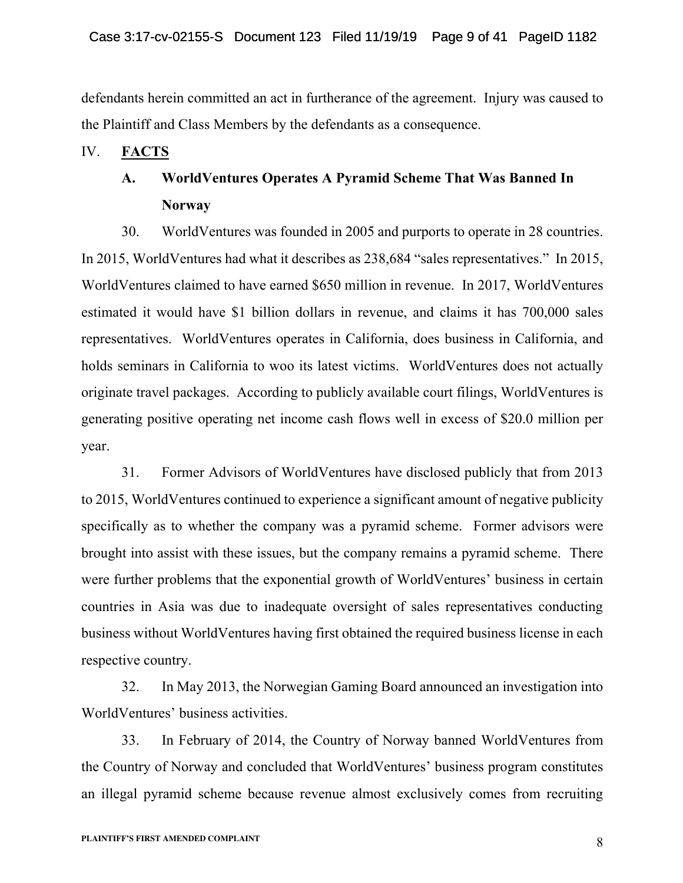defendants herein committed an act in furtherance of the agreement. Injury was caused to the Plaintiff and Class Members by the defendants as a consequence.

## IV. FACTS

### A. WorldVentures Operates A Pyramid Scheme That Was Banned In Norway

30. WorldVentures was founded in 2005 and purports to operate in 28 countries. In 2015, WorldVentures had what it describes as 238,684 "sales representatives." In 2015, WorldVentures claimed to have earned $650 million in revenue. In 2017, WorldVentures estimated it would have $1 billion dollars in revenue, and claims it has 700,000 sales representatives. WorldVentures operates in California, does business in California, and holds seminars in California to woo its latest victims. WorldVentures does not actually originate travel packages. According to publicly available court filings, WorldVentures is generating positive operating net income cash flows well in excess of $20.0 million per year.

31. Former Advisors of WorldVentures have disclosed publicly that from 2013 to 2015, WorldVentures continued to experience a significant amount of negative publicity specifically as to whether the company was a pyramid scheme. Former advisors were brought into assist with these issues, but the company remains a pyramid scheme. There were further problems that the exponential growth of WorldVentures' business in certain countries in Asia was due to inadequate oversight of sales representatives conducting business without WorldVentures having first obtained the required business license in each respective country.

32. In May 2013, the Norwegian Gaming Board announced an investigation into WorldVentures' business activities.

33. In February of 2014, the Country of Norway banned WorldVentures from the Country of Norway and concluded that WorldVentures' business program constitutes an illegal pyramid scheme because revenue almost exclusively comes from recruiting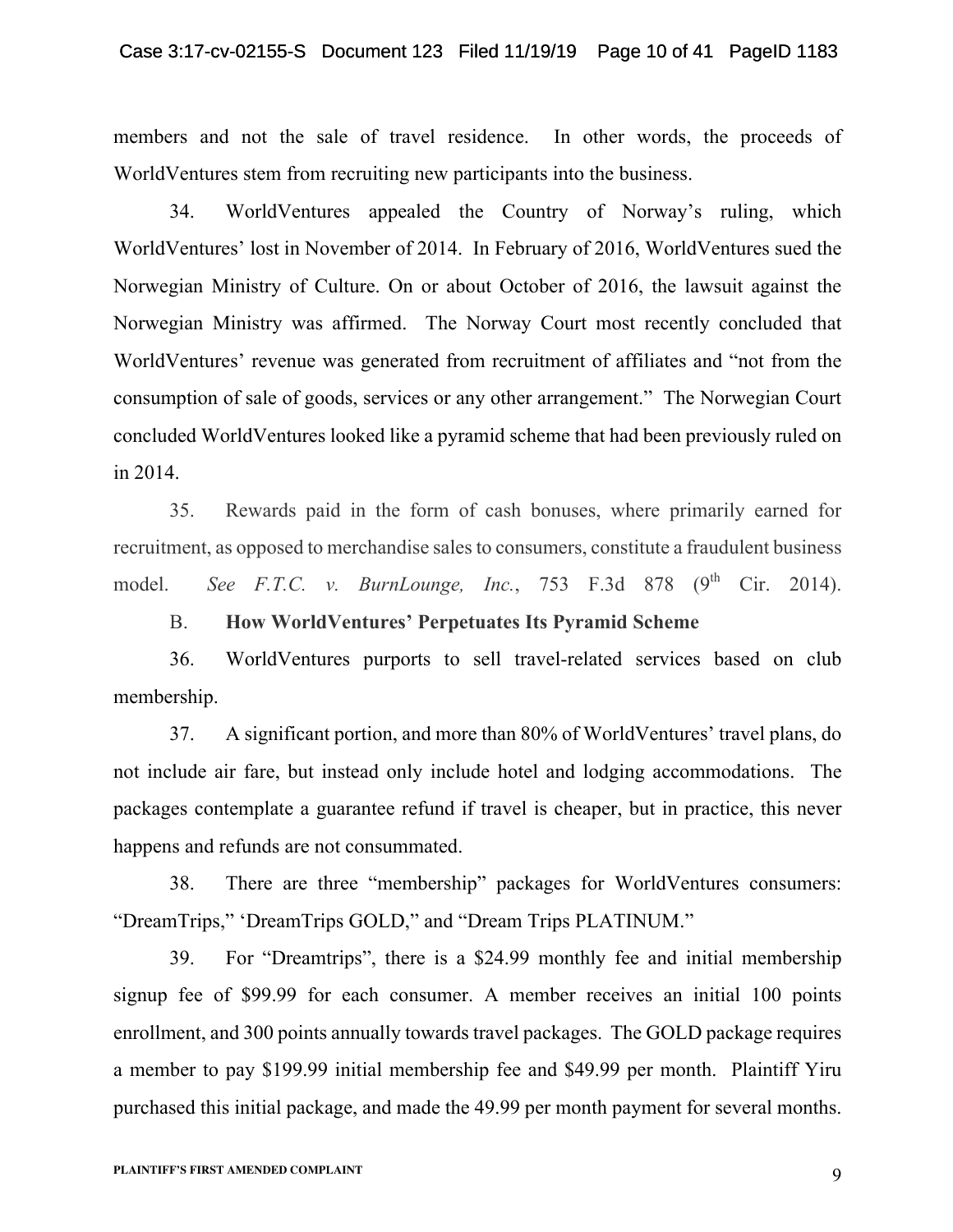members and not the sale of travel residence. In other words, the proceeds of WorldVentures stem from recruiting new participants into the business.

34. WorldVentures appealed the Country of Norway's ruling, which WorldVentures' lost in November of 2014. In February of 2016, WorldVentures sued the Norwegian Ministry of Culture. On or about October of 2016, the lawsuit against the Norwegian Ministry was affirmed. The Norway Court most recently concluded that WorldVentures' revenue was generated from recruitment of affiliates and "not from the consumption of sale of goods, services or any other arrangement." The Norwegian Court concluded WorldVentures looked like a pyramid scheme that had been previously ruled on in 2014.

35. Rewards paid in the form of cash bonuses, where primarily earned for recruitment, as opposed to merchandise sales to consumers, constitute a fraudulent business model. *See F.T.C. v. BurnLounge, Inc.*, 753 F.3d 878 (9th Cir. 2014).

B. **How WorldVentures' Perpetuates Its Pyramid Scheme**

36. WorldVentures purports to sell travel-related services based on club membership.

37. A significant portion, and more than 80% of WorldVentures' travel plans, do not include air fare, but instead only include hotel and lodging accommodations. The packages contemplate a guarantee refund if travel is cheaper, but in practice, this never happens and refunds are not consummated.

38. There are three "membership" packages for WorldVentures consumers: "DreamTrips," 'DreamTrips GOLD," and "Dream Trips PLATINUM."

39. For "Dreamtrips", there is a $24.99 monthly fee and initial membership signup fee of $99.99 for each consumer. A member receives an initial 100 points enrollment, and 300 points annually towards travel packages. The GOLD package requires a member to pay $199.99 initial membership fee and $49.99 per month. Plaintiff Yiru purchased this initial package, and made the 49.99 per month payment for several months.

PLAINTIFF'S FIRST AMENDED COMPLAINT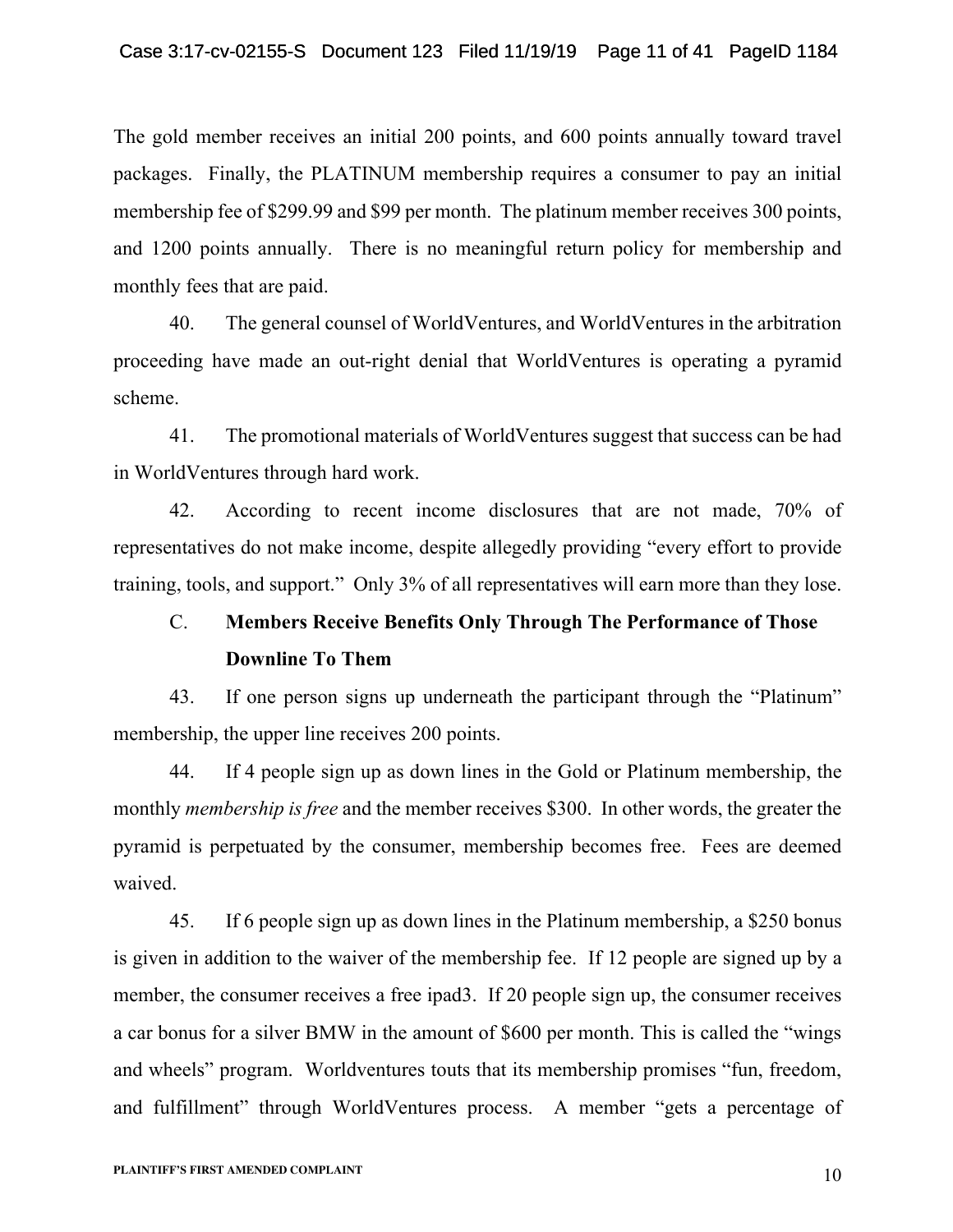The gold member receives an initial 200 points, and 600 points annually toward travel packages. Finally, the PLATINUM membership requires a consumer to pay an initial membership fee of $299.99 and $99 per month. The platinum member receives 300 points, and 1200 points annually. There is no meaningful return policy for membership and monthly fees that are paid.

40. The general counsel of WorldVentures, and WorldVentures in the arbitration proceeding have made an out-right denial that WorldVentures is operating a pyramid scheme.

41. The promotional materials of WorldVentures suggest that success can be had in WorldVentures through hard work.

42. According to recent income disclosures that are not made, 70% of representatives do not make income, despite allegedly providing "every effort to provide training, tools, and support." Only 3% of all representatives will earn more than they lose.

### C. Members Receive Benefits Only Through The Performance of Those Downline To Them

43. If one person signs up underneath the participant through the "Platinum" membership, the upper line receives 200 points.

44. If 4 people sign up as down lines in the Gold or Platinum membership, the monthly *membership is free* and the member receives $300. In other words, the greater the pyramid is perpetuated by the consumer, membership becomes free. Fees are deemed waived.

45. If 6 people sign up as down lines in the Platinum membership, a $250 bonus is given in addition to the waiver of the membership fee. If 12 people are signed up by a member, the consumer receives a free ipad3. If 20 people sign up, the consumer receives a car bonus for a silver BMW in the amount of $600 per month. This is called the "wings and wheels" program. Worldventures touts that its membership promises "fun, freedom, and fulfillment" through WorldVentures process. A member "gets a percentage of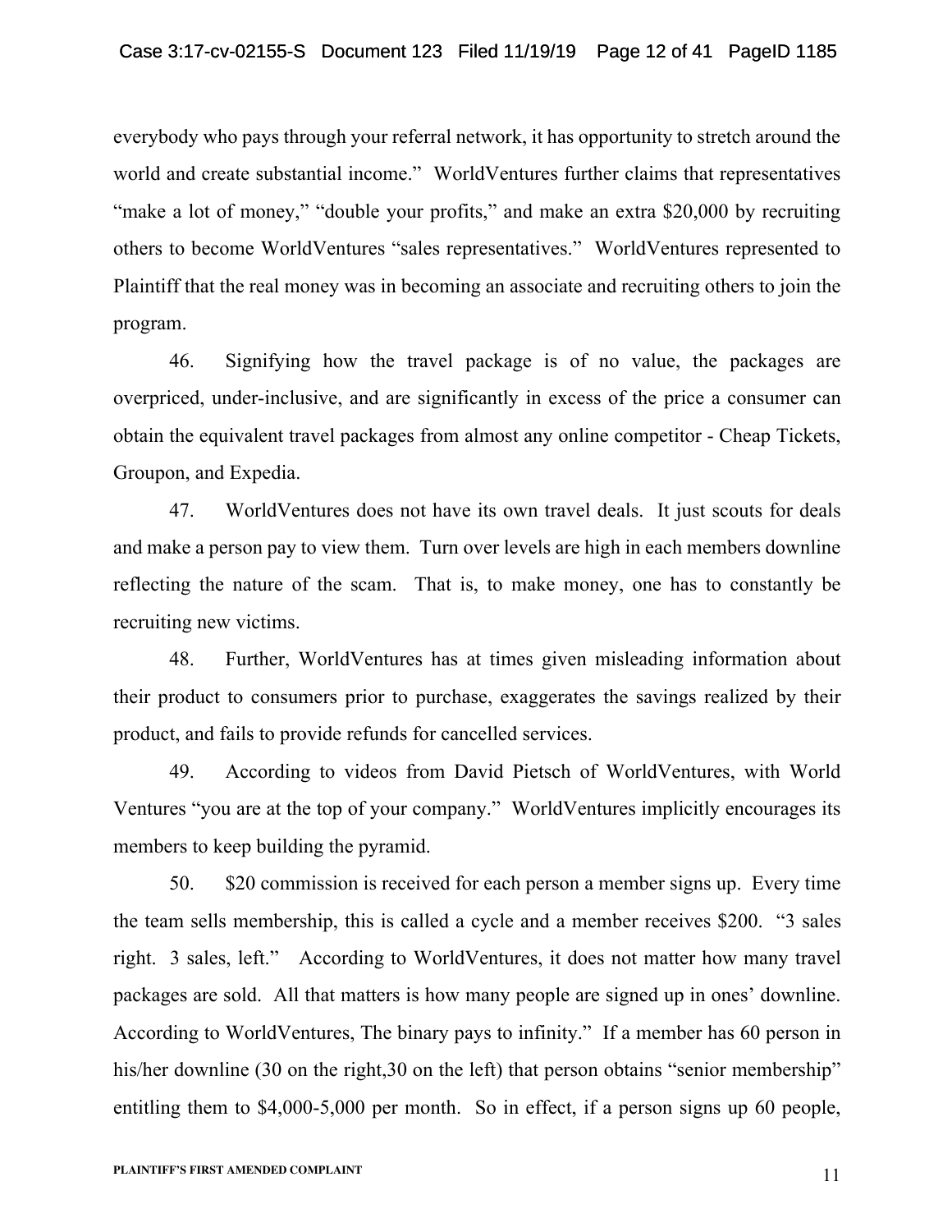everybody who pays through your referral network, it has opportunity to stretch around the world and create substantial income." WorldVentures further claims that representatives "make a lot of money," "double your profits," and make an extra $20,000 by recruiting others to become WorldVentures "sales representatives." WorldVentures represented to Plaintiff that the real money was in becoming an associate and recruiting others to join the program.

46. Signifying how the travel package is of no value, the packages are overpriced, under-inclusive, and are significantly in excess of the price a consumer can obtain the equivalent travel packages from almost any online competitor - Cheap Tickets, Groupon, and Expedia.

47. WorldVentures does not have its own travel deals. It just scouts for deals and make a person pay to view them. Turn over levels are high in each members downline reflecting the nature of the scam. That is, to make money, one has to constantly be recruiting new victims.

48. Further, WorldVentures has at times given misleading information about their product to consumers prior to purchase, exaggerates the savings realized by their product, and fails to provide refunds for cancelled services.

49. According to videos from David Pietsch of WorldVentures, with World Ventures "you are at the top of your company." WorldVentures implicitly encourages its members to keep building the pyramid.

50. $20 commission is received for each person a member signs up. Every time the team sells membership, this is called a cycle and a member receives $200. "3 sales right. 3 sales, left." According to WorldVentures, it does not matter how many travel packages are sold. All that matters is how many people are signed up in ones' downline. According to WorldVentures, The binary pays to infinity." If a member has 60 person in his/her downline (30 on the right,30 on the left) that person obtains "senior membership" entitling them to $4,000-5,000 per month. So in effect, if a person signs up 60 people,

PLAINTIFF'S FIRST AMENDED COMPLAINT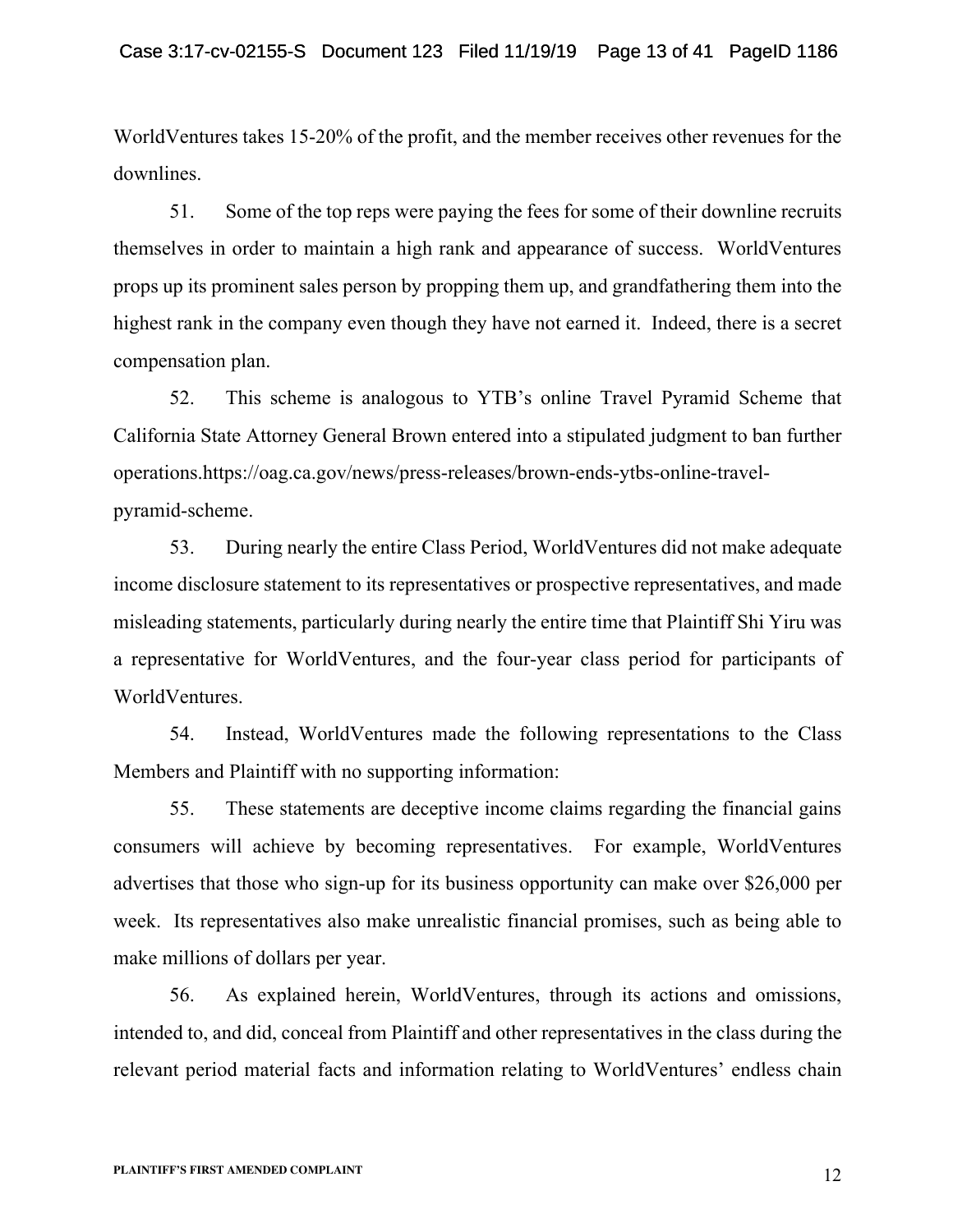WorldVentures takes 15-20% of the profit, and the member receives other revenues for the downlines.

51. Some of the top reps were paying the fees for some of their downline recruits themselves in order to maintain a high rank and appearance of success. WorldVentures props up its prominent sales person by propping them up, and grandfathering them into the highest rank in the company even though they have not earned it. Indeed, there is a secret compensation plan.

52. This scheme is analogous to YTB's online Travel Pyramid Scheme that California State Attorney General Brown entered into a stipulated judgment to ban further operations.https://oag.ca.gov/news/press-releases/brown-ends-ytbs-online-travel-pyramid-scheme.

53. During nearly the entire Class Period, WorldVentures did not make adequate income disclosure statement to its representatives or prospective representatives, and made misleading statements, particularly during nearly the entire time that Plaintiff Shi Yiru was a representative for WorldVentures, and the four-year class period for participants of WorldVentures.

54. Instead, WorldVentures made the following representations to the Class Members and Plaintiff with no supporting information:

55. These statements are deceptive income claims regarding the financial gains consumers will achieve by becoming representatives. For example, WorldVentures advertises that those who sign-up for its business opportunity can make over $26,000 per week. Its representatives also make unrealistic financial promises, such as being able to make millions of dollars per year.

56. As explained herein, WorldVentures, through its actions and omissions, intended to, and did, conceal from Plaintiff and other representatives in the class during the relevant period material facts and information relating to WorldVentures' endless chain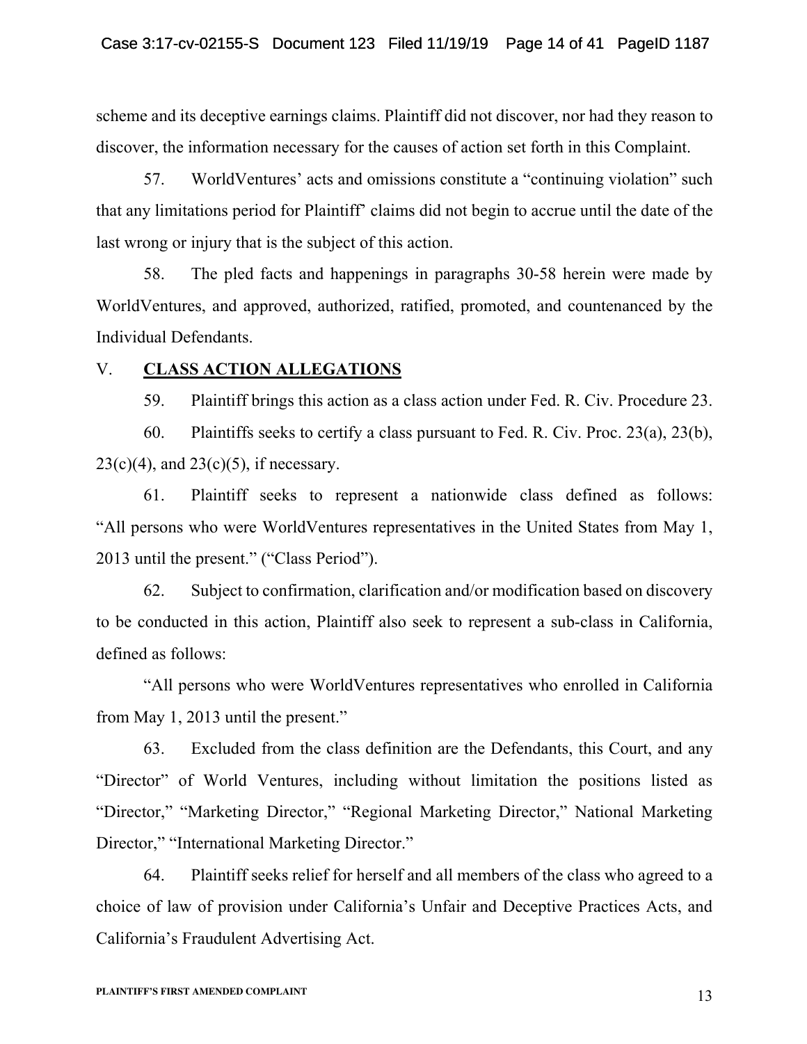scheme and its deceptive earnings claims. Plaintiff did not discover, nor had they reason to discover, the information necessary for the causes of action set forth in this Complaint.

57. WorldVentures' acts and omissions constitute a "continuing violation" such that any limitations period for Plaintiff' claims did not begin to accrue until the date of the last wrong or injury that is the subject of this action.

58. The pled facts and happenings in paragraphs 30-58 herein were made by WorldVentures, and approved, authorized, ratified, promoted, and countenanced by the Individual Defendants.

## V. **CLASS ACTION ALLEGATIONS**

59. Plaintiff brings this action as a class action under Fed. R. Civ. Procedure 23.

60. Plaintiffs seeks to certify a class pursuant to Fed. R. Civ. Proc. 23(a), 23(b), 23(c)(4), and 23(c)(5), if necessary.

61. Plaintiff seeks to represent a nationwide class defined as follows: "All persons who were WorldVentures representatives in the United States from May 1, 2013 until the present." ("Class Period").

62. Subject to confirmation, clarification and/or modification based on discovery to be conducted in this action, Plaintiff also seek to represent a sub-class in California, defined as follows:

"All persons who were WorldVentures representatives who enrolled in California from May 1, 2013 until the present."

63. Excluded from the class definition are the Defendants, this Court, and any "Director" of World Ventures, including without limitation the positions listed as "Director," "Marketing Director," "Regional Marketing Director," National Marketing Director," "International Marketing Director."

64. Plaintiff seeks relief for herself and all members of the class who agreed to a choice of law of provision under California's Unfair and Deceptive Practices Acts, and California's Fraudulent Advertising Act.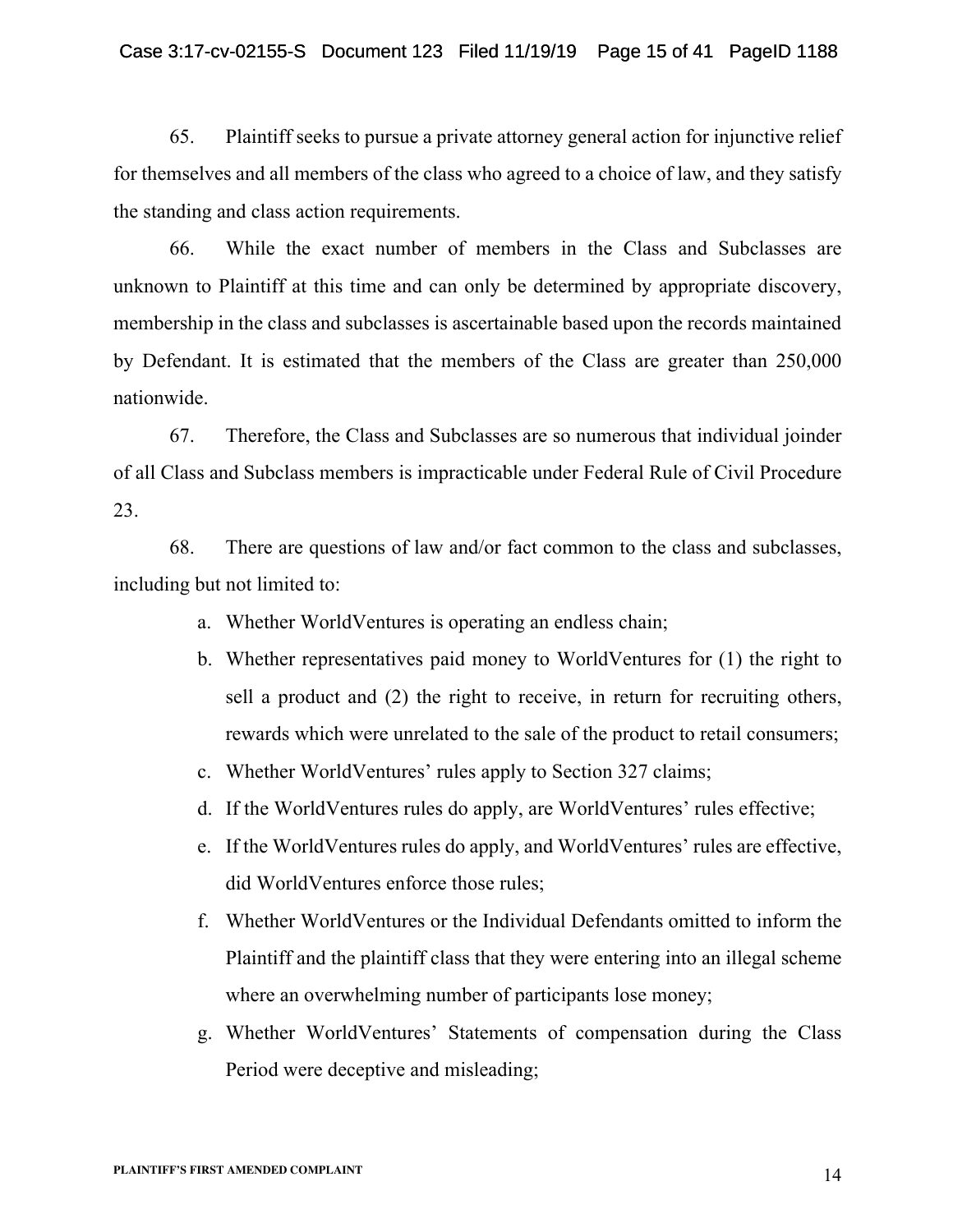65. Plaintiff seeks to pursue a private attorney general action for injunctive relief for themselves and all members of the class who agreed to a choice of law, and they satisfy the standing and class action requirements.

66. While the exact number of members in the Class and Subclasses are unknown to Plaintiff at this time and can only be determined by appropriate discovery, membership in the class and subclasses is ascertainable based upon the records maintained by Defendant. It is estimated that the members of the Class are greater than 250,000 nationwide.

67. Therefore, the Class and Subclasses are so numerous that individual joinder of all Class and Subclass members is impracticable under Federal Rule of Civil Procedure 23.

68. There are questions of law and/or fact common to the class and subclasses, including but not limited to:

a. Whether WorldVentures is operating an endless chain;

b. Whether representatives paid money to WorldVentures for (1) the right to sell a product and (2) the right to receive, in return for recruiting others, rewards which were unrelated to the sale of the product to retail consumers;

c. Whether WorldVentures' rules apply to Section 327 claims;

d. If the WorldVentures rules do apply, are WorldVentures' rules effective;

e. If the WorldVentures rules do apply, and WorldVentures' rules are effective, did WorldVentures enforce those rules;

f. Whether WorldVentures or the Individual Defendants omitted to inform the Plaintiff and the plaintiff class that they were entering into an illegal scheme where an overwhelming number of participants lose money;

g. Whether WorldVentures' Statements of compensation during the Class Period were deceptive and misleading;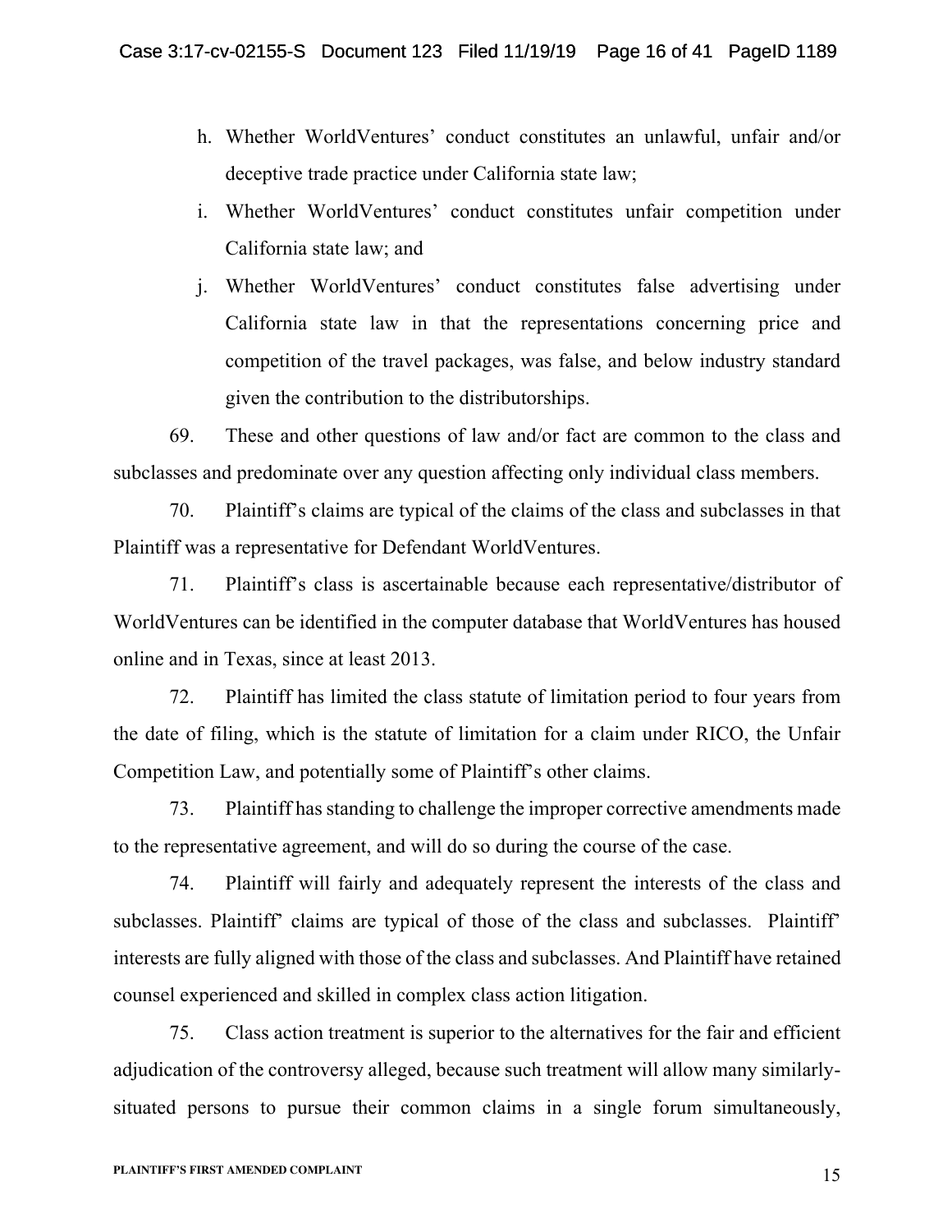h. Whether WorldVentures' conduct constitutes an unlawful, unfair and/or deceptive trade practice under California state law;

i. Whether WorldVentures' conduct constitutes unfair competition under California state law; and

j. Whether WorldVentures' conduct constitutes false advertising under California state law in that the representations concerning price and competition of the travel packages, was false, and below industry standard given the contribution to the distributorships.

69. These and other questions of law and/or fact are common to the class and subclasses and predominate over any question affecting only individual class members.

70. Plaintiff's claims are typical of the claims of the class and subclasses in that Plaintiff was a representative for Defendant WorldVentures.

71. Plaintiff's class is ascertainable because each representative/distributor of WorldVentures can be identified in the computer database that WorldVentures has housed online and in Texas, since at least 2013.

72. Plaintiff has limited the class statute of limitation period to four years from the date of filing, which is the statute of limitation for a claim under RICO, the Unfair Competition Law, and potentially some of Plaintiff's other claims.

73. Plaintiff has standing to challenge the improper corrective amendments made to the representative agreement, and will do so during the course of the case.

74. Plaintiff will fairly and adequately represent the interests of the class and subclasses. Plaintiff' claims are typical of those of the class and subclasses. Plaintiff' interests are fully aligned with those of the class and subclasses. And Plaintiff have retained counsel experienced and skilled in complex class action litigation.

75. Class action treatment is superior to the alternatives for the fair and efficient adjudication of the controversy alleged, because such treatment will allow many similarly-situated persons to pursue their common claims in a single forum simultaneously,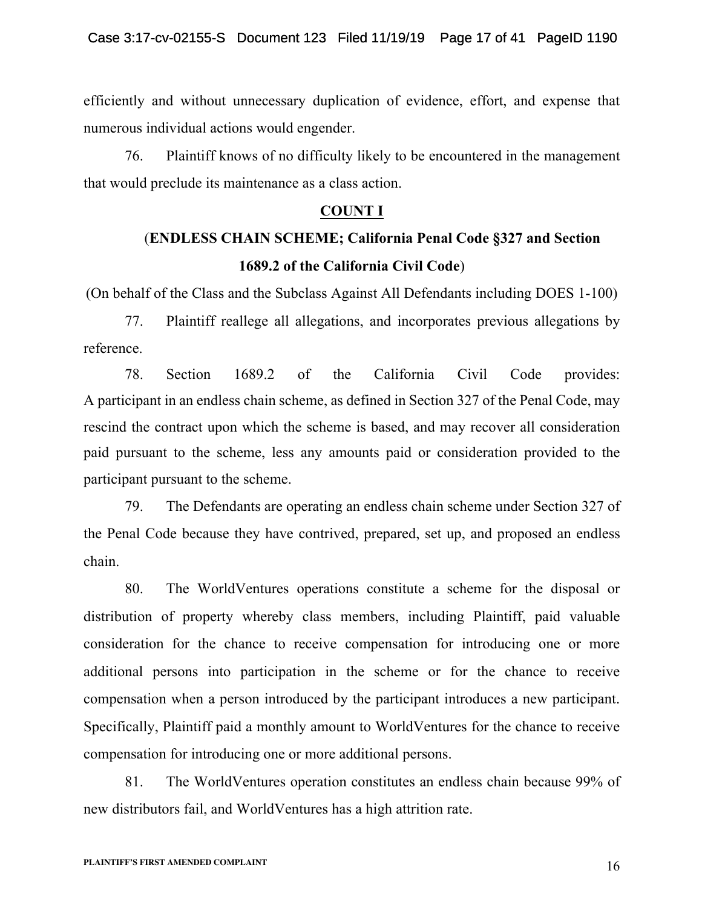efficiently and without unnecessary duplication of evidence, effort, and expense that numerous individual actions would engender.

76. Plaintiff knows of no difficulty likely to be encountered in the management that would preclude its maintenance as a class action.

## COUNT I

**(ENDLESS CHAIN SCHEME; California Penal Code §327 and Section 1689.2 of the California Civil Code)**

(On behalf of the Class and the Subclass Against All Defendants including DOES 1-100)

77. Plaintiff reallege all allegations, and incorporates previous allegations by reference.

78. Section 1689.2 of the California Civil Code provides: A participant in an endless chain scheme, as defined in Section 327 of the Penal Code, may rescind the contract upon which the scheme is based, and may recover all consideration paid pursuant to the scheme, less any amounts paid or consideration provided to the participant pursuant to the scheme.

79. The Defendants are operating an endless chain scheme under Section 327 of the Penal Code because they have contrived, prepared, set up, and proposed an endless chain.

80. The WorldVentures operations constitute a scheme for the disposal or distribution of property whereby class members, including Plaintiff, paid valuable consideration for the chance to receive compensation for introducing one or more additional persons into participation in the scheme or for the chance to receive compensation when a person introduced by the participant introduces a new participant. Specifically, Plaintiff paid a monthly amount to WorldVentures for the chance to receive compensation for introducing one or more additional persons.

81. The WorldVentures operation constitutes an endless chain because 99% of new distributors fail, and WorldVentures has a high attrition rate.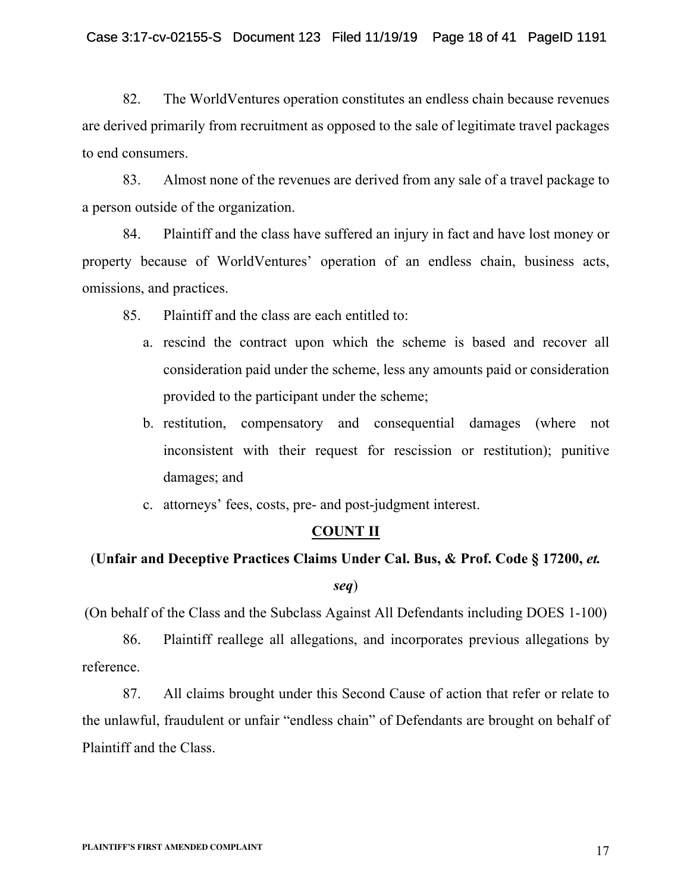82. The WorldVentures operation constitutes an endless chain because revenues are derived primarily from recruitment as opposed to the sale of legitimate travel packages to end consumers.

83. Almost none of the revenues are derived from any sale of a travel package to a person outside of the organization.

84. Plaintiff and the class have suffered an injury in fact and have lost money or property because of WorldVentures' operation of an endless chain, business acts, omissions, and practices.

85. Plaintiff and the class are each entitled to:

a. rescind the contract upon which the scheme is based and recover all consideration paid under the scheme, less any amounts paid or consideration provided to the participant under the scheme;

b. restitution, compensatory and consequential damages (where not inconsistent with their request for rescission or restitution); punitive damages; and

c. attorneys' fees, costs, pre- and post-judgment interest.

## COUNT II

**(Unfair and Deceptive Practices Claims Under Cal. Bus, & Prof. Code § 17200, *et. seq*)**

(On behalf of the Class and the Subclass Against All Defendants including DOES 1-100)

86. Plaintiff reallege all allegations, and incorporates previous allegations by reference.

87. All claims brought under this Second Cause of action that refer or relate to the unlawful, fraudulent or unfair "endless chain" of Defendants are brought on behalf of Plaintiff and the Class.

PLAINTIFF'S FIRST AMENDED COMPLAINT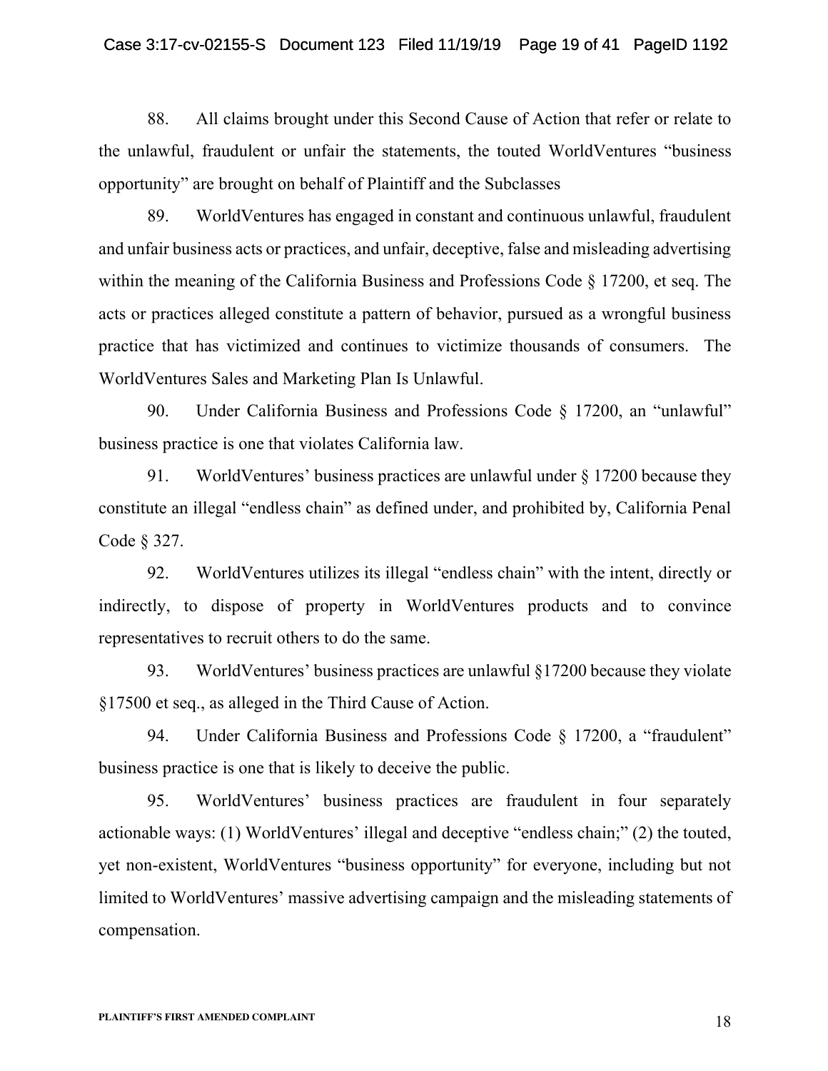88. All claims brought under this Second Cause of Action that refer or relate to the unlawful, fraudulent or unfair the statements, the touted WorldVentures "business opportunity" are brought on behalf of Plaintiff and the Subclasses

89. WorldVentures has engaged in constant and continuous unlawful, fraudulent and unfair business acts or practices, and unfair, deceptive, false and misleading advertising within the meaning of the California Business and Professions Code § 17200, et seq. The acts or practices alleged constitute a pattern of behavior, pursued as a wrongful business practice that has victimized and continues to victimize thousands of consumers. The WorldVentures Sales and Marketing Plan Is Unlawful.

90. Under California Business and Professions Code § 17200, an "unlawful" business practice is one that violates California law.

91. WorldVentures' business practices are unlawful under § 17200 because they constitute an illegal "endless chain" as defined under, and prohibited by, California Penal Code § 327.

92. WorldVentures utilizes its illegal "endless chain" with the intent, directly or indirectly, to dispose of property in WorldVentures products and to convince representatives to recruit others to do the same.

93. WorldVentures' business practices are unlawful §17200 because they violate §17500 et seq., as alleged in the Third Cause of Action.

94. Under California Business and Professions Code § 17200, a "fraudulent" business practice is one that is likely to deceive the public.

95. WorldVentures' business practices are fraudulent in four separately actionable ways: (1) WorldVentures' illegal and deceptive "endless chain;" (2) the touted, yet non-existent, WorldVentures "business opportunity" for everyone, including but not limited to WorldVentures' massive advertising campaign and the misleading statements of compensation.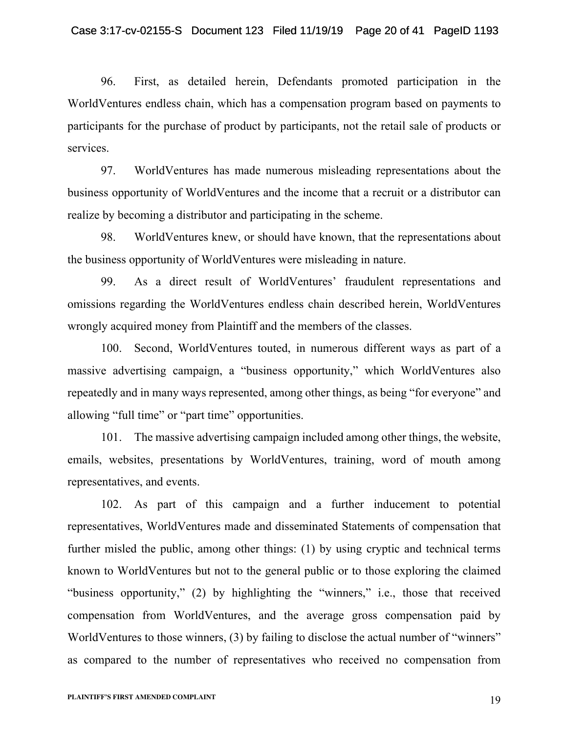96. First, as detailed herein, Defendants promoted participation in the WorldVentures endless chain, which has a compensation program based on payments to participants for the purchase of product by participants, not the retail sale of products or services.

97. WorldVentures has made numerous misleading representations about the business opportunity of WorldVentures and the income that a recruit or a distributor can realize by becoming a distributor and participating in the scheme.

98. WorldVentures knew, or should have known, that the representations about the business opportunity of WorldVentures were misleading in nature.

99. As a direct result of WorldVentures' fraudulent representations and omissions regarding the WorldVentures endless chain described herein, WorldVentures wrongly acquired money from Plaintiff and the members of the classes.

100. Second, WorldVentures touted, in numerous different ways as part of a massive advertising campaign, a "business opportunity," which WorldVentures also repeatedly and in many ways represented, among other things, as being "for everyone" and allowing "full time" or "part time" opportunities.

101. The massive advertising campaign included among other things, the website, emails, websites, presentations by WorldVentures, training, word of mouth among representatives, and events.

102. As part of this campaign and a further inducement to potential representatives, WorldVentures made and disseminated Statements of compensation that further misled the public, among other things: (1) by using cryptic and technical terms known to WorldVentures but not to the general public or to those exploring the claimed "business opportunity," (2) by highlighting the "winners," i.e., those that received compensation from WorldVentures, and the average gross compensation paid by WorldVentures to those winners, (3) by failing to disclose the actual number of "winners" as compared to the number of representatives who received no compensation from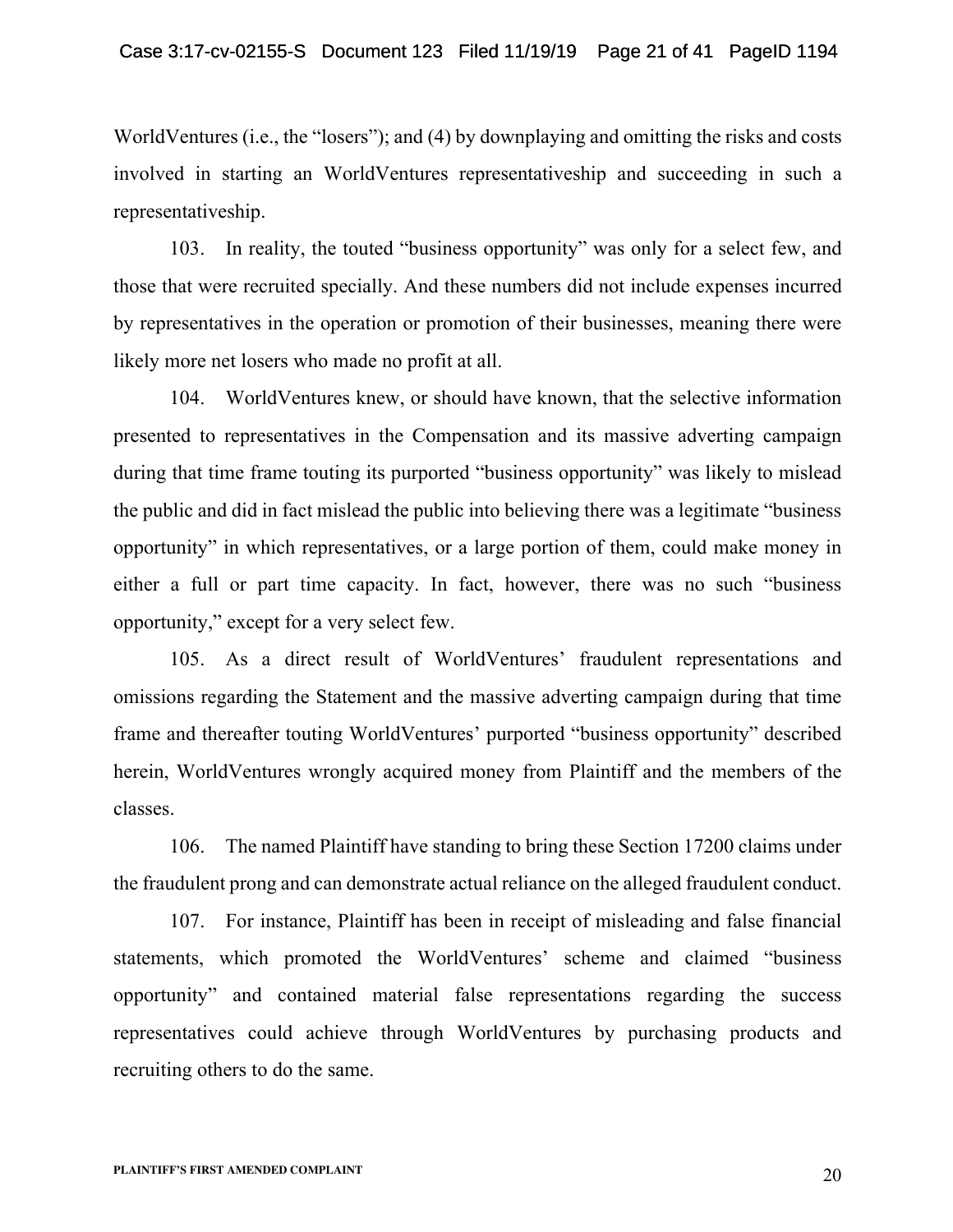WorldVentures (i.e., the "losers"); and (4) by downplaying and omitting the risks and costs involved in starting an WorldVentures representativeship and succeeding in such a representativeship.

103. In reality, the touted "business opportunity" was only for a select few, and those that were recruited specially. And these numbers did not include expenses incurred by representatives in the operation or promotion of their businesses, meaning there were likely more net losers who made no profit at all.

104. WorldVentures knew, or should have known, that the selective information presented to representatives in the Compensation and its massive adverting campaign during that time frame touting its purported "business opportunity" was likely to mislead the public and did in fact mislead the public into believing there was a legitimate "business opportunity" in which representatives, or a large portion of them, could make money in either a full or part time capacity. In fact, however, there was no such "business opportunity," except for a very select few.

105. As a direct result of WorldVentures' fraudulent representations and omissions regarding the Statement and the massive adverting campaign during that time frame and thereafter touting WorldVentures' purported "business opportunity" described herein, WorldVentures wrongly acquired money from Plaintiff and the members of the classes.

106. The named Plaintiff have standing to bring these Section 17200 claims under the fraudulent prong and can demonstrate actual reliance on the alleged fraudulent conduct.

107. For instance, Plaintiff has been in receipt of misleading and false financial statements, which promoted the WorldVentures' scheme and claimed "business opportunity" and contained material false representations regarding the success representatives could achieve through WorldVentures by purchasing products and recruiting others to do the same.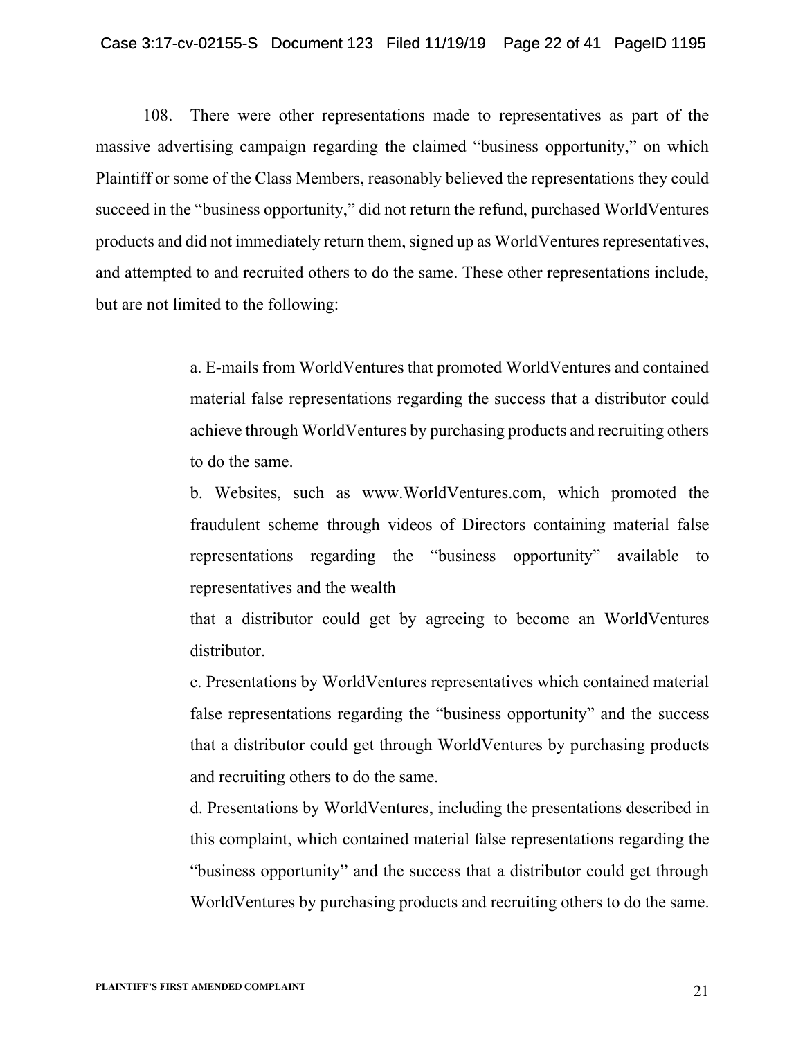108. There were other representations made to representatives as part of the massive advertising campaign regarding the claimed "business opportunity," on which Plaintiff or some of the Class Members, reasonably believed the representations they could succeed in the "business opportunity," did not return the refund, purchased WorldVentures products and did not immediately return them, signed up as WorldVentures representatives, and attempted to and recruited others to do the same. These other representations include, but are not limited to the following:

> a. E-mails from WorldVentures that promoted WorldVentures and contained material false representations regarding the success that a distributor could achieve through WorldVentures by purchasing products and recruiting others to do the same.
>
> b. Websites, such as www.WorldVentures.com, which promoted the fraudulent scheme through videos of Directors containing material false representations regarding the "business opportunity" available to representatives and the wealth that a distributor could get by agreeing to become an WorldVentures distributor.
>
> c. Presentations by WorldVentures representatives which contained material false representations regarding the "business opportunity" and the success that a distributor could get through WorldVentures by purchasing products and recruiting others to do the same.
>
> d. Presentations by WorldVentures, including the presentations described in this complaint, which contained material false representations regarding the "business opportunity" and the success that a distributor could get through WorldVentures by purchasing products and recruiting others to do the same.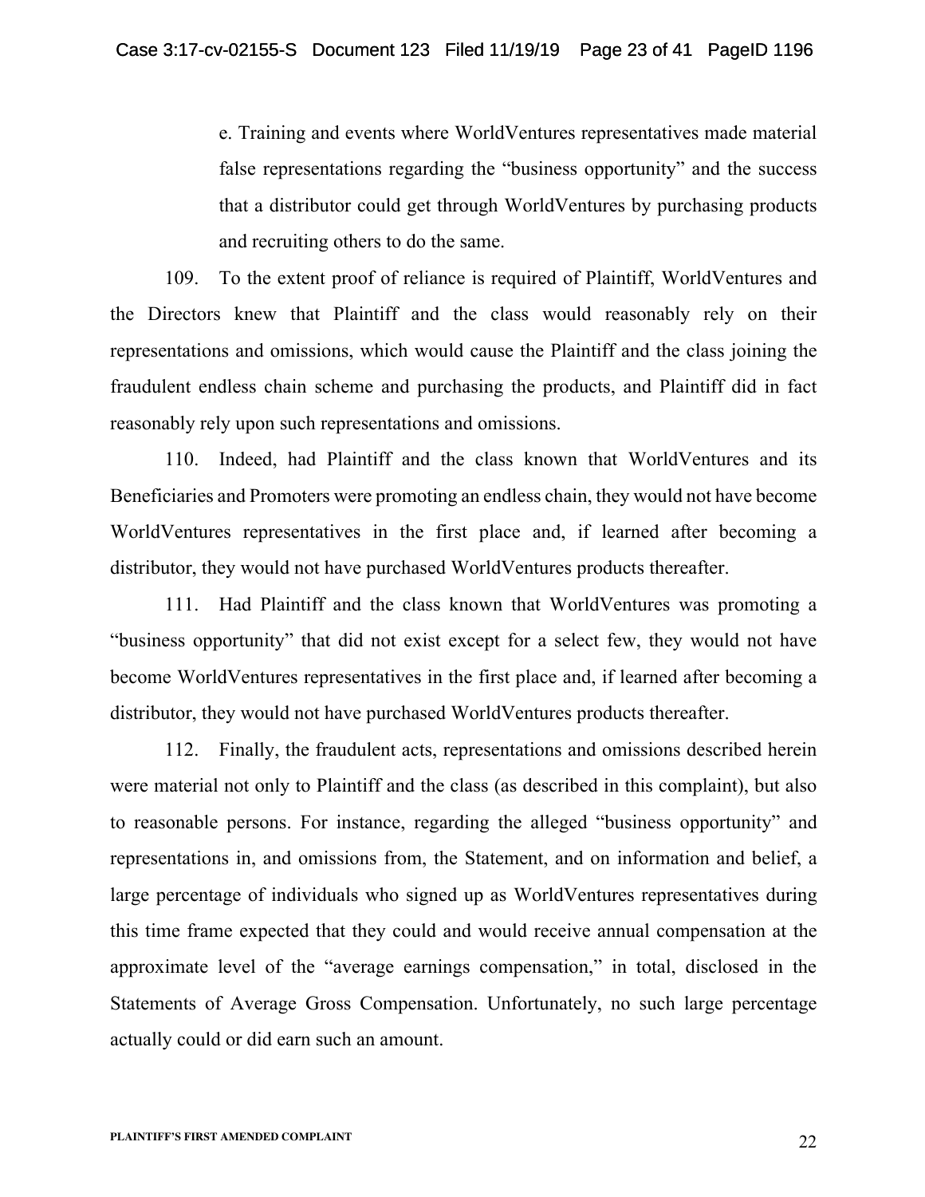e. Training and events where WorldVentures representatives made material false representations regarding the "business opportunity" and the success that a distributor could get through WorldVentures by purchasing products and recruiting others to do the same.

109. To the extent proof of reliance is required of Plaintiff, WorldVentures and the Directors knew that Plaintiff and the class would reasonably rely on their representations and omissions, which would cause the Plaintiff and the class joining the fraudulent endless chain scheme and purchasing the products, and Plaintiff did in fact reasonably rely upon such representations and omissions.

110. Indeed, had Plaintiff and the class known that WorldVentures and its Beneficiaries and Promoters were promoting an endless chain, they would not have become WorldVentures representatives in the first place and, if learned after becoming a distributor, they would not have purchased WorldVentures products thereafter.

111. Had Plaintiff and the class known that WorldVentures was promoting a "business opportunity" that did not exist except for a select few, they would not have become WorldVentures representatives in the first place and, if learned after becoming a distributor, they would not have purchased WorldVentures products thereafter.

112. Finally, the fraudulent acts, representations and omissions described herein were material not only to Plaintiff and the class (as described in this complaint), but also to reasonable persons. For instance, regarding the alleged "business opportunity" and representations in, and omissions from, the Statement, and on information and belief, a large percentage of individuals who signed up as WorldVentures representatives during this time frame expected that they could and would receive annual compensation at the approximate level of the "average earnings compensation," in total, disclosed in the Statements of Average Gross Compensation. Unfortunately, no such large percentage actually could or did earn such an amount.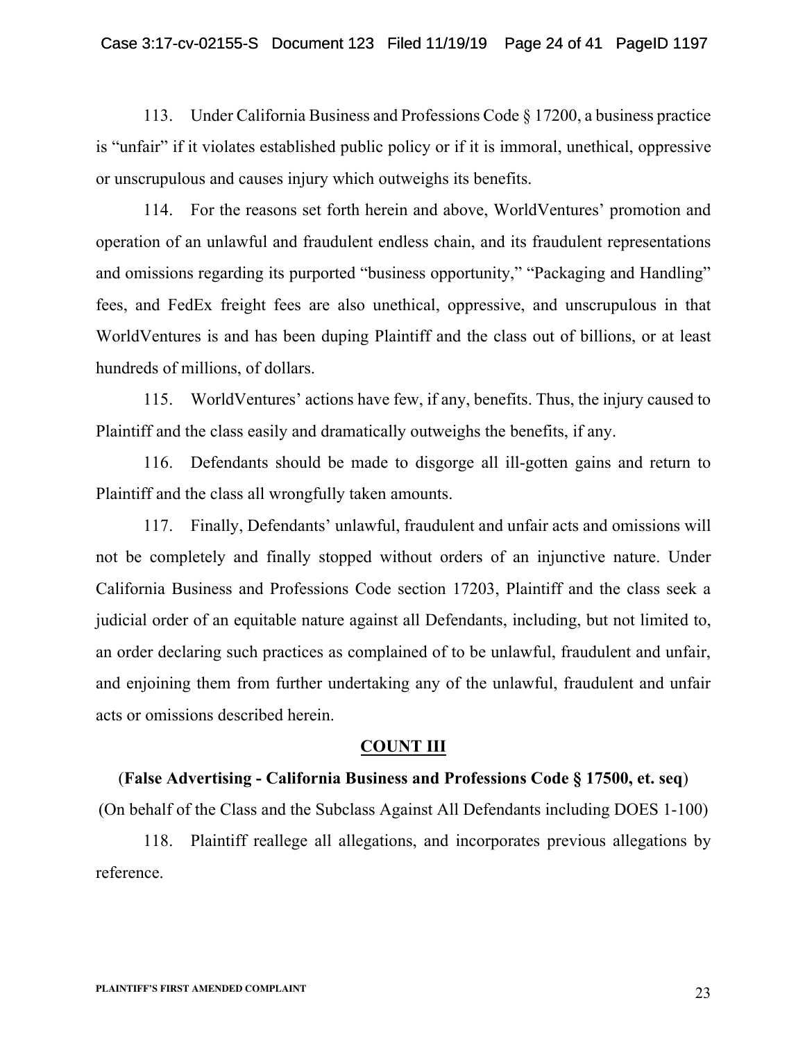113. Under California Business and Professions Code § 17200, a business practice is "unfair" if it violates established public policy or if it is immoral, unethical, oppressive or unscrupulous and causes injury which outweighs its benefits.

114. For the reasons set forth herein and above, WorldVentures' promotion and operation of an unlawful and fraudulent endless chain, and its fraudulent representations and omissions regarding its purported "business opportunity," "Packaging and Handling" fees, and FedEx freight fees are also unethical, oppressive, and unscrupulous in that WorldVentures is and has been duping Plaintiff and the class out of billions, or at least hundreds of millions, of dollars.

115. WorldVentures' actions have few, if any, benefits. Thus, the injury caused to Plaintiff and the class easily and dramatically outweighs the benefits, if any.

116. Defendants should be made to disgorge all ill-gotten gains and return to Plaintiff and the class all wrongfully taken amounts.

117. Finally, Defendants' unlawful, fraudulent and unfair acts and omissions will not be completely and finally stopped without orders of an injunctive nature. Under California Business and Professions Code section 17203, Plaintiff and the class seek a judicial order of an equitable nature against all Defendants, including, but not limited to, an order declaring such practices as complained of to be unlawful, fraudulent and unfair, and enjoining them from further undertaking any of the unlawful, fraudulent and unfair acts or omissions described herein.

## COUNT III

(**False Advertising - California Business and Professions Code § 17500, et. seq**)

(On behalf of the Class and the Subclass Against All Defendants including DOES 1-100)

118. Plaintiff reallege all allegations, and incorporates previous allegations by reference.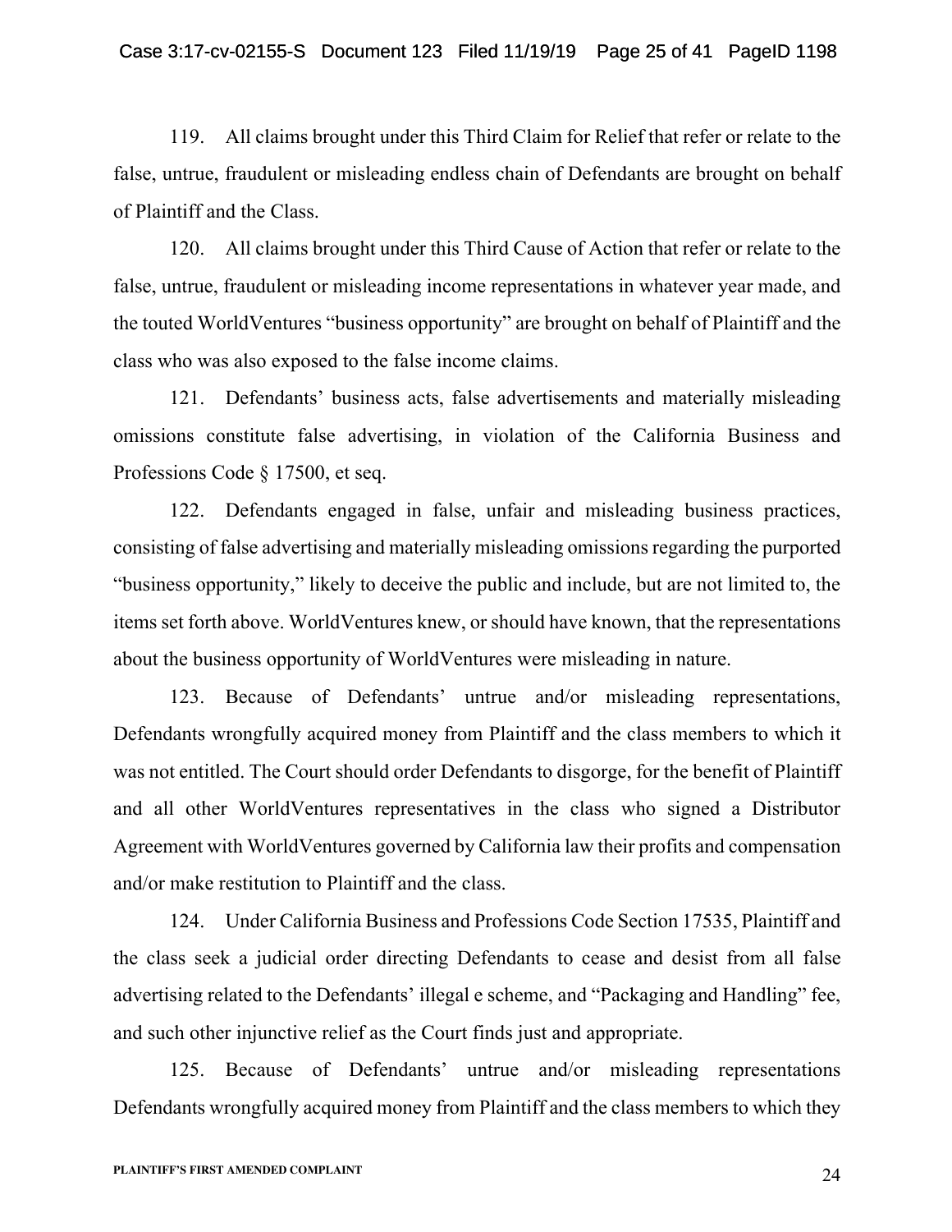119. All claims brought under this Third Claim for Relief that refer or relate to the false, untrue, fraudulent or misleading endless chain of Defendants are brought on behalf of Plaintiff and the Class.

120. All claims brought under this Third Cause of Action that refer or relate to the false, untrue, fraudulent or misleading income representations in whatever year made, and the touted WorldVentures "business opportunity" are brought on behalf of Plaintiff and the class who was also exposed to the false income claims.

121. Defendants' business acts, false advertisements and materially misleading omissions constitute false advertising, in violation of the California Business and Professions Code § 17500, et seq.

122. Defendants engaged in false, unfair and misleading business practices, consisting of false advertising and materially misleading omissions regarding the purported "business opportunity," likely to deceive the public and include, but are not limited to, the items set forth above. WorldVentures knew, or should have known, that the representations about the business opportunity of WorldVentures were misleading in nature.

123. Because of Defendants' untrue and/or misleading representations, Defendants wrongfully acquired money from Plaintiff and the class members to which it was not entitled. The Court should order Defendants to disgorge, for the benefit of Plaintiff and all other WorldVentures representatives in the class who signed a Distributor Agreement with WorldVentures governed by California law their profits and compensation and/or make restitution to Plaintiff and the class.

124. Under California Business and Professions Code Section 17535, Plaintiff and the class seek a judicial order directing Defendants to cease and desist from all false advertising related to the Defendants' illegal e scheme, and "Packaging and Handling" fee, and such other injunctive relief as the Court finds just and appropriate.

125. Because of Defendants' untrue and/or misleading representations Defendants wrongfully acquired money from Plaintiff and the class members to which they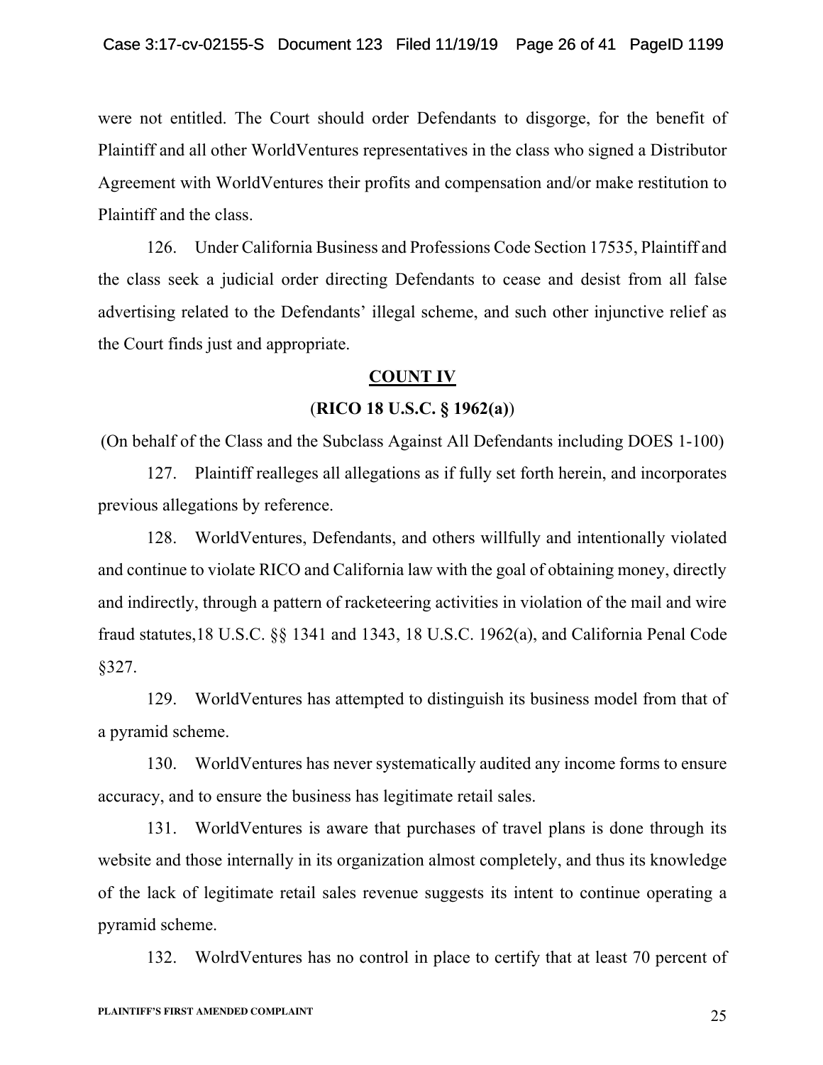were not entitled. The Court should order Defendants to disgorge, for the benefit of Plaintiff and all other WorldVentures representatives in the class who signed a Distributor Agreement with WorldVentures their profits and compensation and/or make restitution to Plaintiff and the class.

126. Under California Business and Professions Code Section 17535, Plaintiff and the class seek a judicial order directing Defendants to cease and desist from all false advertising related to the Defendants' illegal scheme, and such other injunctive relief as the Court finds just and appropriate.

**COUNT IV**

(**RICO 18 U.S.C. § 1962(a)**)

(On behalf of the Class and the Subclass Against All Defendants including DOES 1-100)

127. Plaintiff realleges all allegations as if fully set forth herein, and incorporates previous allegations by reference.

128. WorldVentures, Defendants, and others willfully and intentionally violated and continue to violate RICO and California law with the goal of obtaining money, directly and indirectly, through a pattern of racketeering activities in violation of the mail and wire fraud statutes,18 U.S.C. §§ 1341 and 1343, 18 U.S.C. 1962(a), and California Penal Code §327.

129. WorldVentures has attempted to distinguish its business model from that of a pyramid scheme.

130. WorldVentures has never systematically audited any income forms to ensure accuracy, and to ensure the business has legitimate retail sales.

131. WorldVentures is aware that purchases of travel plans is done through its website and those internally in its organization almost completely, and thus its knowledge of the lack of legitimate retail sales revenue suggests its intent to continue operating a pyramid scheme.

132. WolrdVentures has no control in place to certify that at least 70 percent of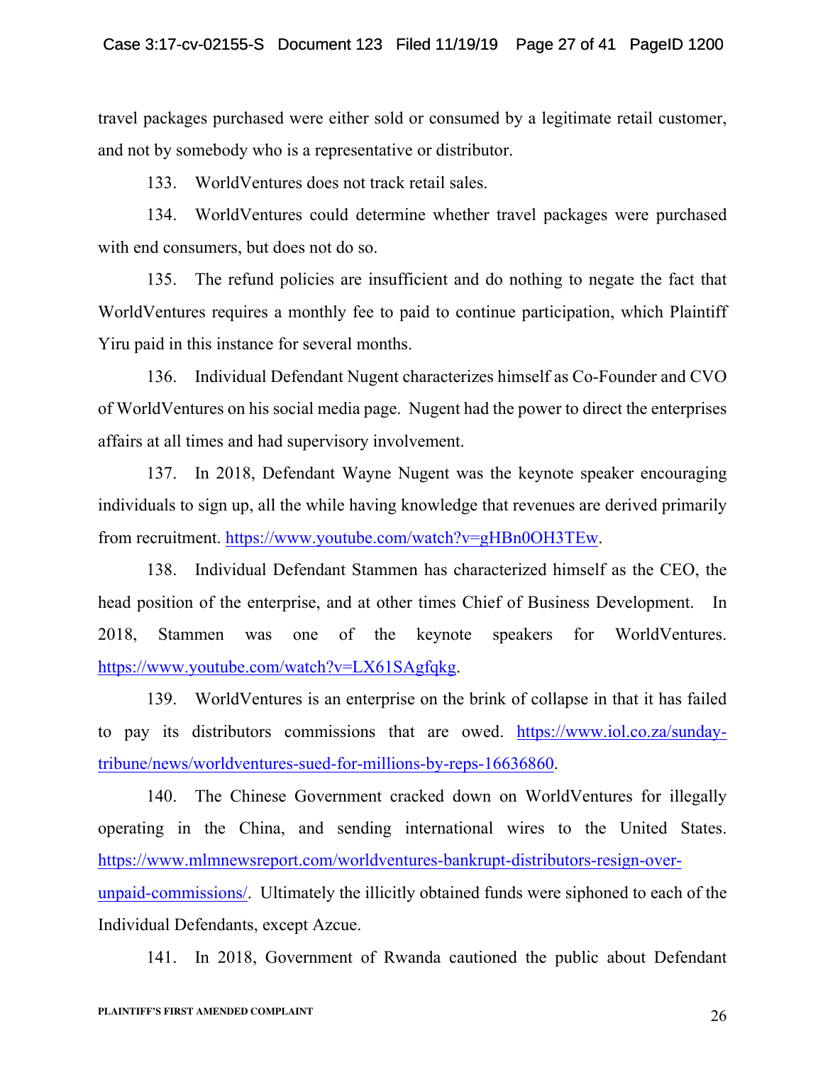travel packages purchased were either sold or consumed by a legitimate retail customer, and not by somebody who is a representative or distributor.

133. WorldVentures does not track retail sales.

134. WorldVentures could determine whether travel packages were purchased with end consumers, but does not do so.

135. The refund policies are insufficient and do nothing to negate the fact that WorldVentures requires a monthly fee to paid to continue participation, which Plaintiff Yiru paid in this instance for several months.

136. Individual Defendant Nugent characterizes himself as Co-Founder and CVO of WorldVentures on his social media page. Nugent had the power to direct the enterprises affairs at all times and had supervisory involvement.

137. In 2018, Defendant Wayne Nugent was the keynote speaker encouraging individuals to sign up, all the while having knowledge that revenues are derived primarily from recruitment. https://www.youtube.com/watch?v=gHBn0OH3TEw.

138. Individual Defendant Stammen has characterized himself as the CEO, the head position of the enterprise, and at other times Chief of Business Development. In 2018, Stammen was one of the keynote speakers for WorldVentures. https://www.youtube.com/watch?v=LX61SAgfqkg.

139. WorldVentures is an enterprise on the brink of collapse in that it has failed to pay its distributors commissions that are owed. https://www.iol.co.za/sunday-tribune/news/worldventures-sued-for-millions-by-reps-16636860.

140. The Chinese Government cracked down on WorldVentures for illegally operating in the China, and sending international wires to the United States. https://www.mlmnewsreport.com/worldventures-bankrupt-distributors-resign-over-unpaid-commissions/. Ultimately the illicitly obtained funds were siphoned to each of the Individual Defendants, except Azcue.

141. In 2018, Government of Rwanda cautioned the public about Defendant

PLAINTIFF'S FIRST AMENDED COMPLAINT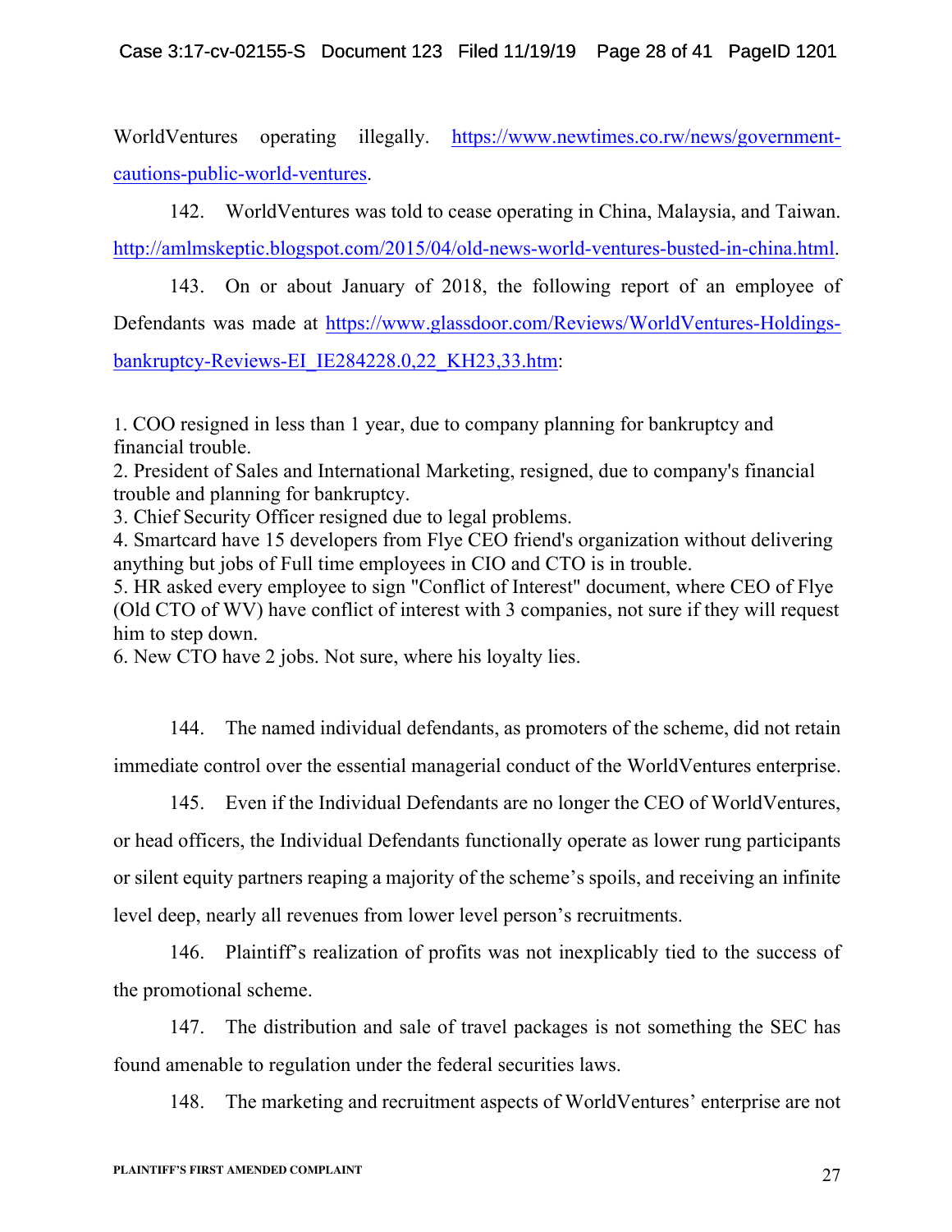WorldVentures operating illegally. https://www.newtimes.co.rw/news/government-cautions-public-world-ventures.

142. WorldVentures was told to cease operating in China, Malaysia, and Taiwan. http://amlmskeptic.blogspot.com/2015/04/old-news-world-ventures-busted-in-china.html.

143. On or about January of 2018, the following report of an employee of Defendants was made at https://www.glassdoor.com/Reviews/WorldVentures-Holdings-bankruptcy-Reviews-EI_IE284228.0,22_KH23,33.htm:

1. COO resigned in less than 1 year, due to company planning for bankruptcy and financial trouble.
2. President of Sales and International Marketing, resigned, due to company's financial trouble and planning for bankruptcy.
3. Chief Security Officer resigned due to legal problems.
4. Smartcard have 15 developers from Flye CEO friend's organization without delivering anything but jobs of Full time employees in CIO and CTO is in trouble.
5. HR asked every employee to sign "Conflict of Interest" document, where CEO of Flye (Old CTO of WV) have conflict of interest with 3 companies, not sure if they will request him to step down.
6. New CTO have 2 jobs. Not sure, where his loyalty lies.

144. The named individual defendants, as promoters of the scheme, did not retain immediate control over the essential managerial conduct of the WorldVentures enterprise.

145. Even if the Individual Defendants are no longer the CEO of WorldVentures, or head officers, the Individual Defendants functionally operate as lower rung participants or silent equity partners reaping a majority of the scheme's spoils, and receiving an infinite level deep, nearly all revenues from lower level person's recruitments.

146. Plaintiff's realization of profits was not inexplicably tied to the success of the promotional scheme.

147. The distribution and sale of travel packages is not something the SEC has found amenable to regulation under the federal securities laws.

148. The marketing and recruitment aspects of WorldVentures' enterprise are not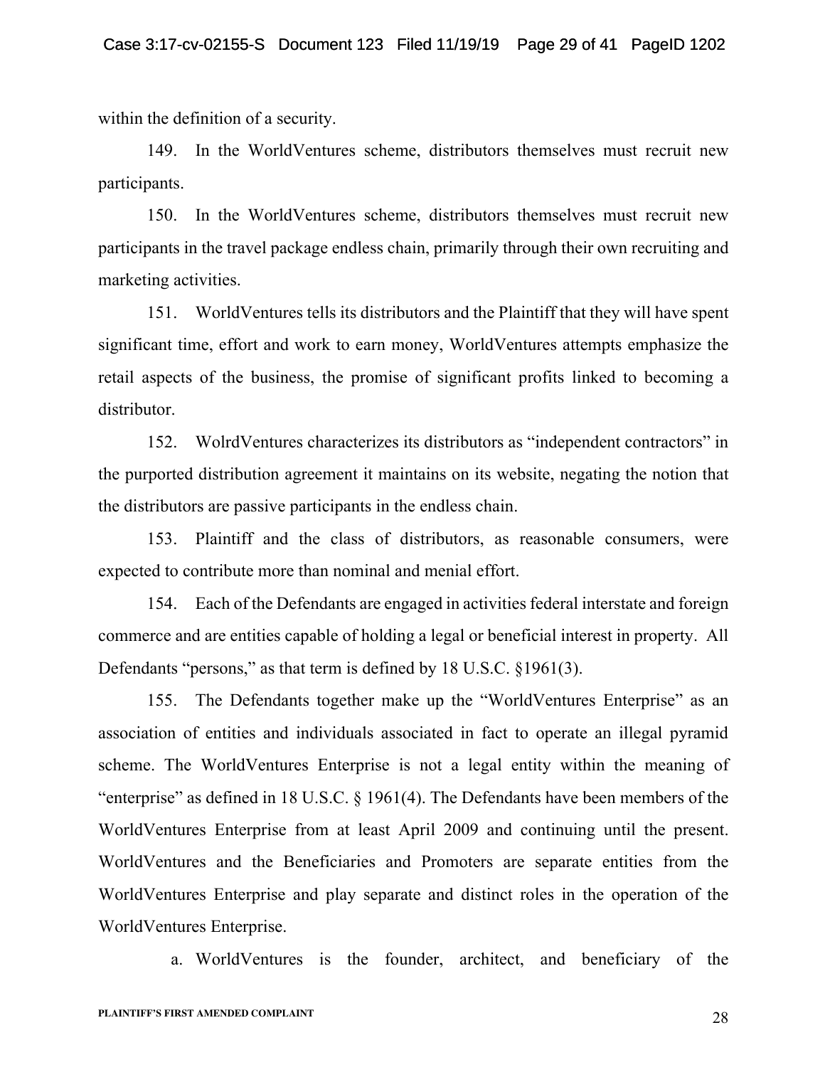within the definition of a security.

149. In the WorldVentures scheme, distributors themselves must recruit new participants.

150. In the WorldVentures scheme, distributors themselves must recruit new participants in the travel package endless chain, primarily through their own recruiting and marketing activities.

151. WorldVentures tells its distributors and the Plaintiff that they will have spent significant time, effort and work to earn money, WorldVentures attempts emphasize the retail aspects of the business, the promise of significant profits linked to becoming a distributor.

152. WolrdVentures characterizes its distributors as "independent contractors" in the purported distribution agreement it maintains on its website, negating the notion that the distributors are passive participants in the endless chain.

153. Plaintiff and the class of distributors, as reasonable consumers, were expected to contribute more than nominal and menial effort.

154. Each of the Defendants are engaged in activities federal interstate and foreign commerce and are entities capable of holding a legal or beneficial interest in property. All Defendants "persons," as that term is defined by 18 U.S.C. §1961(3).

155. The Defendants together make up the "WorldVentures Enterprise" as an association of entities and individuals associated in fact to operate an illegal pyramid scheme. The WorldVentures Enterprise is not a legal entity within the meaning of "enterprise" as defined in 18 U.S.C. § 1961(4). The Defendants have been members of the WorldVentures Enterprise from at least April 2009 and continuing until the present. WorldVentures and the Beneficiaries and Promoters are separate entities from the WorldVentures Enterprise and play separate and distinct roles in the operation of the WorldVentures Enterprise.

a. WorldVentures is the founder, architect, and beneficiary of the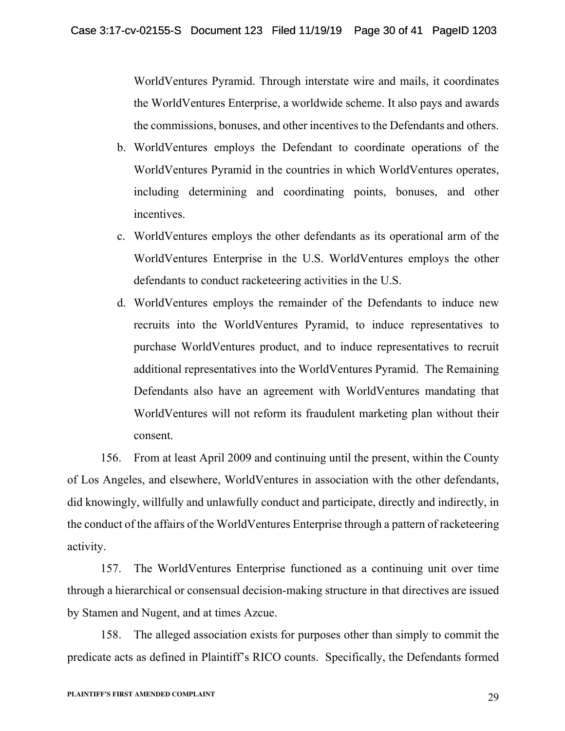WorldVentures Pyramid. Through interstate wire and mails, it coordinates the WorldVentures Enterprise, a worldwide scheme. It also pays and awards the commissions, bonuses, and other incentives to the Defendants and others.

b. WorldVentures employs the Defendant to coordinate operations of the WorldVentures Pyramid in the countries in which WorldVentures operates, including determining and coordinating points, bonuses, and other incentives.

c. WorldVentures employs the other defendants as its operational arm of the WorldVentures Enterprise in the U.S. WorldVentures employs the other defendants to conduct racketeering activities in the U.S.

d. WorldVentures employs the remainder of the Defendants to induce new recruits into the WorldVentures Pyramid, to induce representatives to purchase WorldVentures product, and to induce representatives to recruit additional representatives into the WorldVentures Pyramid. The Remaining Defendants also have an agreement with WorldVentures mandating that WorldVentures will not reform its fraudulent marketing plan without their consent.

156. From at least April 2009 and continuing until the present, within the County of Los Angeles, and elsewhere, WorldVentures in association with the other defendants, did knowingly, willfully and unlawfully conduct and participate, directly and indirectly, in the conduct of the affairs of the WorldVentures Enterprise through a pattern of racketeering activity.

157. The WorldVentures Enterprise functioned as a continuing unit over time through a hierarchical or consensual decision-making structure in that directives are issued by Stamen and Nugent, and at times Azcue.

158. The alleged association exists for purposes other than simply to commit the predicate acts as defined in Plaintiff's RICO counts. Specifically, the Defendants formed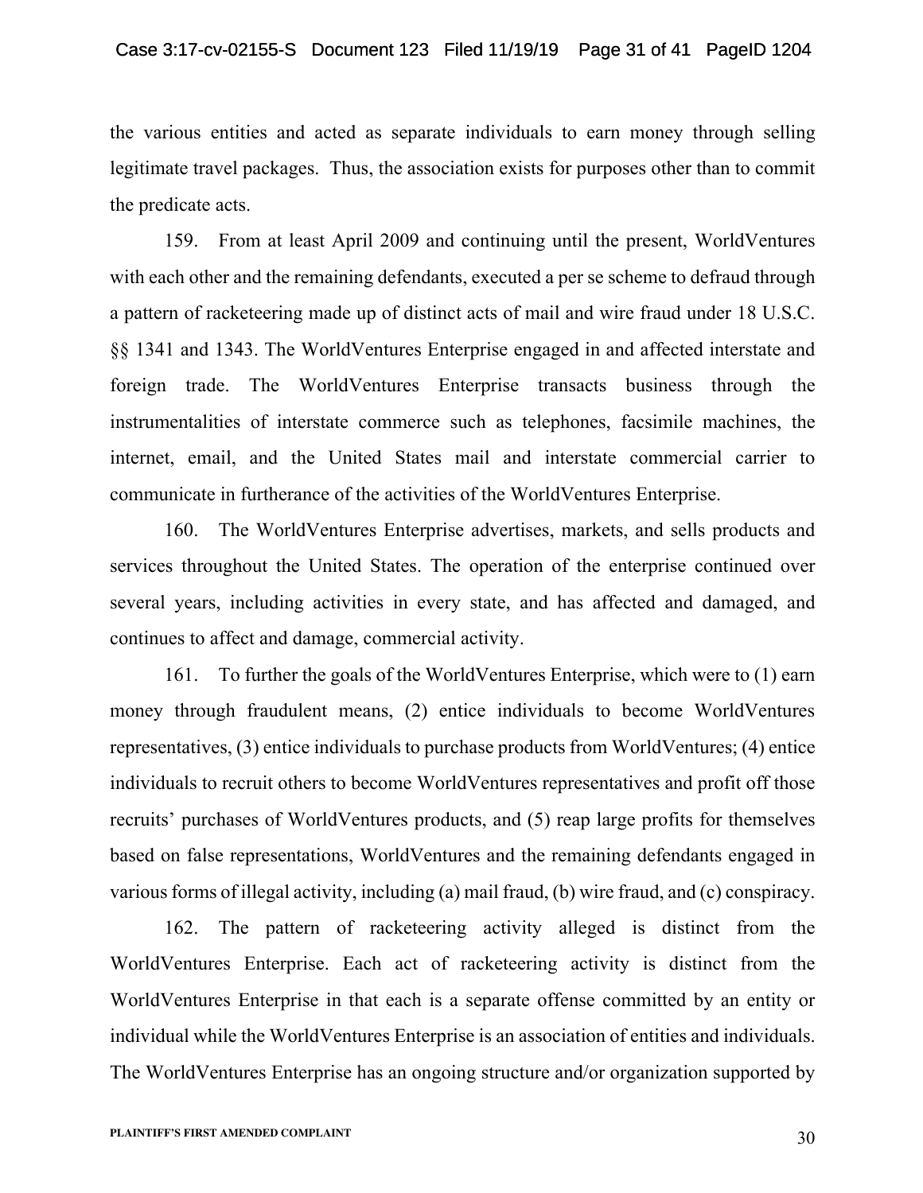the various entities and acted as separate individuals to earn money through selling legitimate travel packages. Thus, the association exists for purposes other than to commit the predicate acts.

159. From at least April 2009 and continuing until the present, WorldVentures with each other and the remaining defendants, executed a per se scheme to defraud through a pattern of racketeering made up of distinct acts of mail and wire fraud under 18 U.S.C. §§ 1341 and 1343. The WorldVentures Enterprise engaged in and affected interstate and foreign trade. The WorldVentures Enterprise transacts business through the instrumentalities of interstate commerce such as telephones, facsimile machines, the internet, email, and the United States mail and interstate commercial carrier to communicate in furtherance of the activities of the WorldVentures Enterprise.

160. The WorldVentures Enterprise advertises, markets, and sells products and services throughout the United States. The operation of the enterprise continued over several years, including activities in every state, and has affected and damaged, and continues to affect and damage, commercial activity.

161. To further the goals of the WorldVentures Enterprise, which were to (1) earn money through fraudulent means, (2) entice individuals to become WorldVentures representatives, (3) entice individuals to purchase products from WorldVentures; (4) entice individuals to recruit others to become WorldVentures representatives and profit off those recruits' purchases of WorldVentures products, and (5) reap large profits for themselves based on false representations, WorldVentures and the remaining defendants engaged in various forms of illegal activity, including (a) mail fraud, (b) wire fraud, and (c) conspiracy.

162. The pattern of racketeering activity alleged is distinct from the WorldVentures Enterprise. Each act of racketeering activity is distinct from the WorldVentures Enterprise in that each is a separate offense committed by an entity or individual while the WorldVentures Enterprise is an association of entities and individuals. The WorldVentures Enterprise has an ongoing structure and/or organization supported by

PLAINTIFF'S FIRST AMENDED COMPLAINT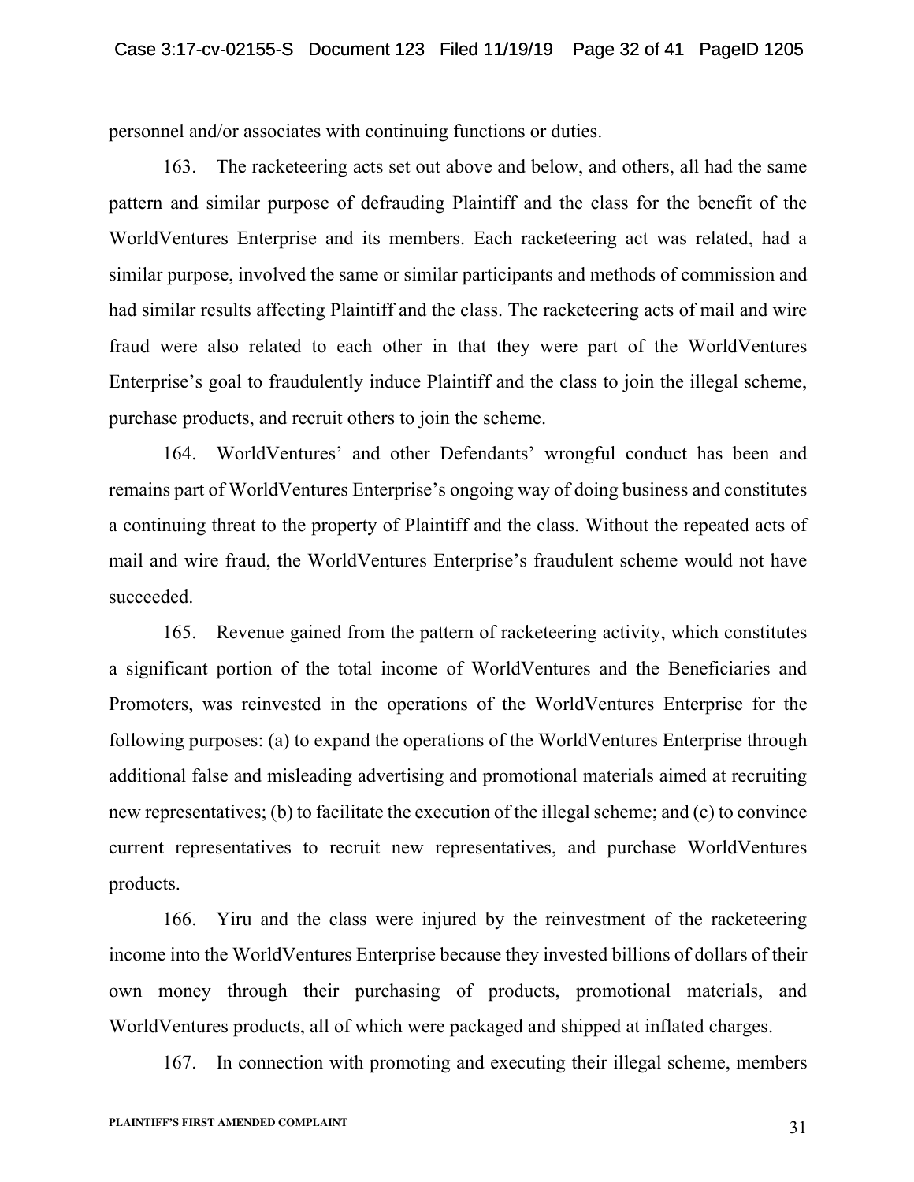personnel and/or associates with continuing functions or duties.

163. The racketeering acts set out above and below, and others, all had the same pattern and similar purpose of defrauding Plaintiff and the class for the benefit of the WorldVentures Enterprise and its members. Each racketeering act was related, had a similar purpose, involved the same or similar participants and methods of commission and had similar results affecting Plaintiff and the class. The racketeering acts of mail and wire fraud were also related to each other in that they were part of the WorldVentures Enterprise's goal to fraudulently induce Plaintiff and the class to join the illegal scheme, purchase products, and recruit others to join the scheme.

164. WorldVentures' and other Defendants' wrongful conduct has been and remains part of WorldVentures Enterprise's ongoing way of doing business and constitutes a continuing threat to the property of Plaintiff and the class. Without the repeated acts of mail and wire fraud, the WorldVentures Enterprise's fraudulent scheme would not have succeeded.

165. Revenue gained from the pattern of racketeering activity, which constitutes a significant portion of the total income of WorldVentures and the Beneficiaries and Promoters, was reinvested in the operations of the WorldVentures Enterprise for the following purposes: (a) to expand the operations of the WorldVentures Enterprise through additional false and misleading advertising and promotional materials aimed at recruiting new representatives; (b) to facilitate the execution of the illegal scheme; and (c) to convince current representatives to recruit new representatives, and purchase WorldVentures products.

166. Yiru and the class were injured by the reinvestment of the racketeering income into the WorldVentures Enterprise because they invested billions of dollars of their own money through their purchasing of products, promotional materials, and WorldVentures products, all of which were packaged and shipped at inflated charges.

167. In connection with promoting and executing their illegal scheme, members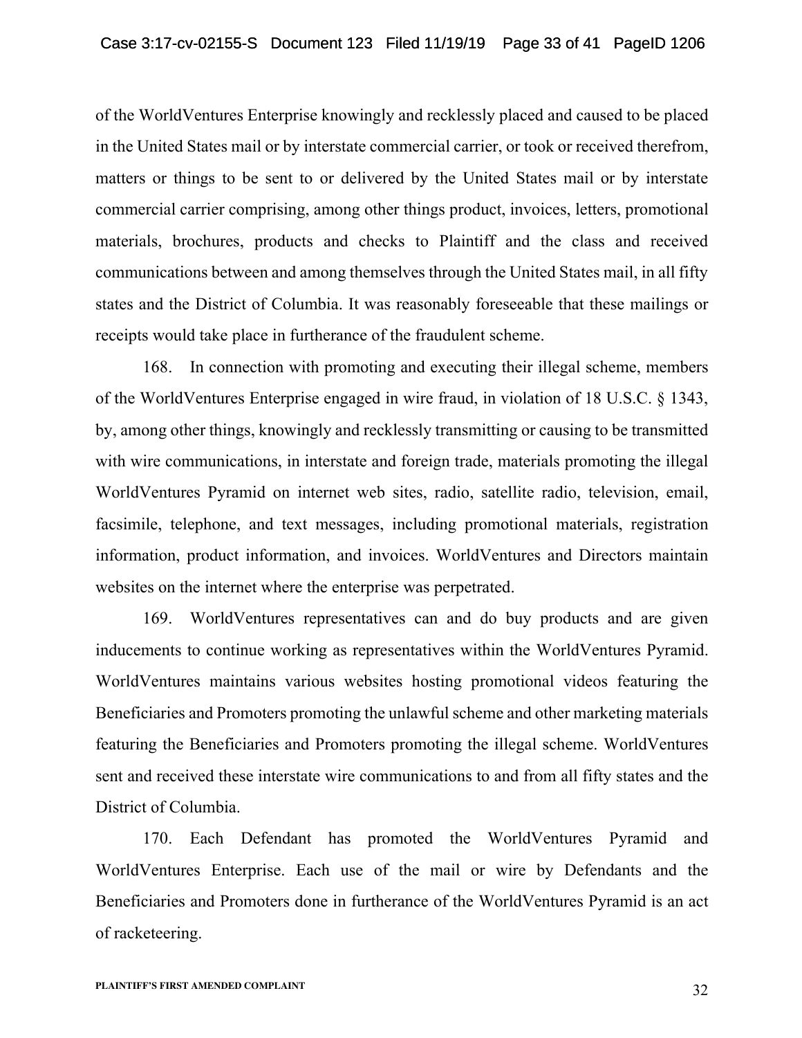of the WorldVentures Enterprise knowingly and recklessly placed and caused to be placed in the United States mail or by interstate commercial carrier, or took or received therefrom, matters or things to be sent to or delivered by the United States mail or by interstate commercial carrier comprising, among other things product, invoices, letters, promotional materials, brochures, products and checks to Plaintiff and the class and received communications between and among themselves through the United States mail, in all fifty states and the District of Columbia. It was reasonably foreseeable that these mailings or receipts would take place in furtherance of the fraudulent scheme.

168. In connection with promoting and executing their illegal scheme, members of the WorldVentures Enterprise engaged in wire fraud, in violation of 18 U.S.C. § 1343, by, among other things, knowingly and recklessly transmitting or causing to be transmitted with wire communications, in interstate and foreign trade, materials promoting the illegal WorldVentures Pyramid on internet web sites, radio, satellite radio, television, email, facsimile, telephone, and text messages, including promotional materials, registration information, product information, and invoices. WorldVentures and Directors maintain websites on the internet where the enterprise was perpetrated.

169. WorldVentures representatives can and do buy products and are given inducements to continue working as representatives within the WorldVentures Pyramid. WorldVentures maintains various websites hosting promotional videos featuring the Beneficiaries and Promoters promoting the unlawful scheme and other marketing materials featuring the Beneficiaries and Promoters promoting the illegal scheme. WorldVentures sent and received these interstate wire communications to and from all fifty states and the District of Columbia.

170. Each Defendant has promoted the WorldVentures Pyramid and WorldVentures Enterprise. Each use of the mail or wire by Defendants and the Beneficiaries and Promoters done in furtherance of the WorldVentures Pyramid is an act of racketeering.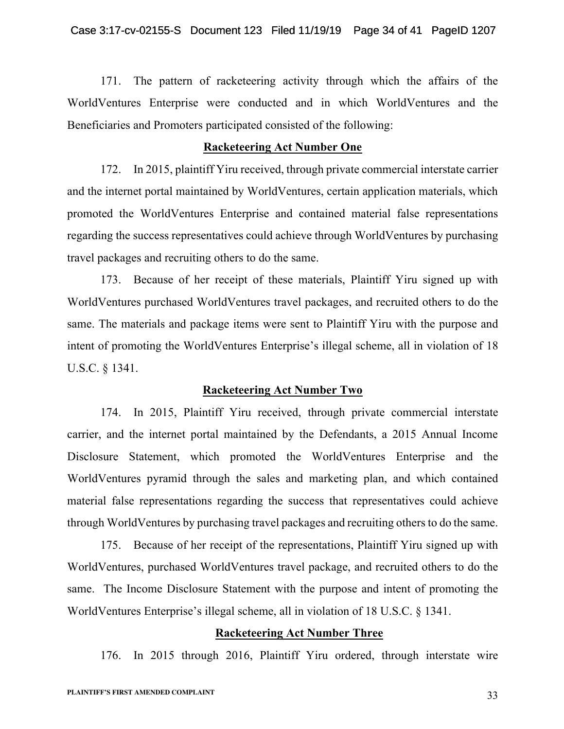171. The pattern of racketeering activity through which the affairs of the WorldVentures Enterprise were conducted and in which WorldVentures and the Beneficiaries and Promoters participated consisted of the following:

**Racketeering Act Number One**

172. In 2015, plaintiff Yiru received, through private commercial interstate carrier and the internet portal maintained by WorldVentures, certain application materials, which promoted the WorldVentures Enterprise and contained material false representations regarding the success representatives could achieve through WorldVentures by purchasing travel packages and recruiting others to do the same.

173. Because of her receipt of these materials, Plaintiff Yiru signed up with WorldVentures purchased WorldVentures travel packages, and recruited others to do the same. The materials and package items were sent to Plaintiff Yiru with the purpose and intent of promoting the WorldVentures Enterprise's illegal scheme, all in violation of 18 U.S.C. § 1341.

**Racketeering Act Number Two**

174. In 2015, Plaintiff Yiru received, through private commercial interstate carrier, and the internet portal maintained by the Defendants, a 2015 Annual Income Disclosure Statement, which promoted the WorldVentures Enterprise and the WorldVentures pyramid through the sales and marketing plan, and which contained material false representations regarding the success that representatives could achieve through WorldVentures by purchasing travel packages and recruiting others to do the same.

175. Because of her receipt of the representations, Plaintiff Yiru signed up with WorldVentures, purchased WorldVentures travel package, and recruited others to do the same. The Income Disclosure Statement with the purpose and intent of promoting the WorldVentures Enterprise's illegal scheme, all in violation of 18 U.S.C. § 1341.

**Racketeering Act Number Three**

176. In 2015 through 2016, Plaintiff Yiru ordered, through interstate wire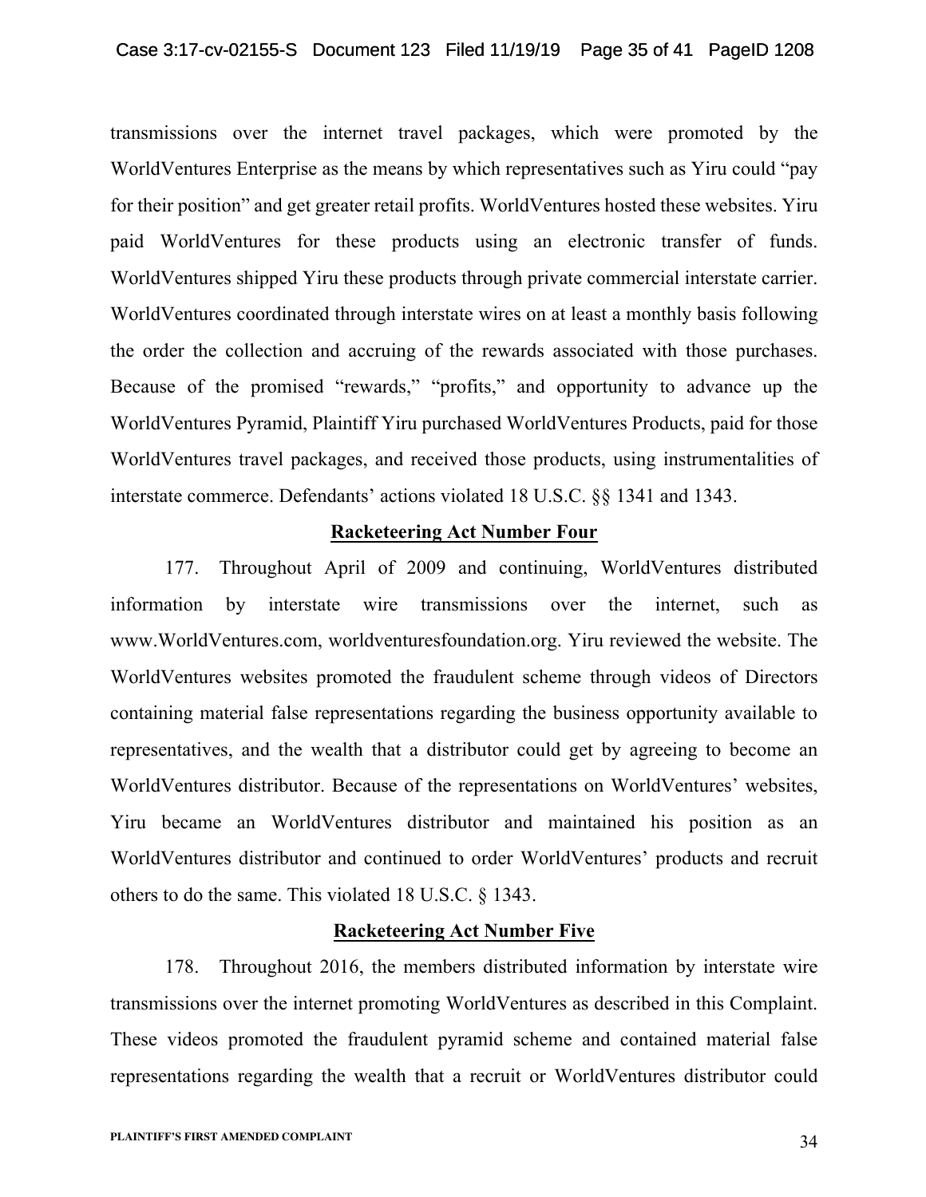transmissions over the internet travel packages, which were promoted by the WorldVentures Enterprise as the means by which representatives such as Yiru could "pay for their position" and get greater retail profits. WorldVentures hosted these websites. Yiru paid WorldVentures for these products using an electronic transfer of funds. WorldVentures shipped Yiru these products through private commercial interstate carrier. WorldVentures coordinated through interstate wires on at least a monthly basis following the order the collection and accruing of the rewards associated with those purchases. Because of the promised "rewards," "profits," and opportunity to advance up the WorldVentures Pyramid, Plaintiff Yiru purchased WorldVentures Products, paid for those WorldVentures travel packages, and received those products, using instrumentalities of interstate commerce. Defendants' actions violated 18 U.S.C. §§ 1341 and 1343.

**Racketeering Act Number Four**

177. Throughout April of 2009 and continuing, WorldVentures distributed information by interstate wire transmissions over the internet, such as www.WorldVentures.com, worldventuresfoundation.org. Yiru reviewed the website. The WorldVentures websites promoted the fraudulent scheme through videos of Directors containing material false representations regarding the business opportunity available to representatives, and the wealth that a distributor could get by agreeing to become an WorldVentures distributor. Because of the representations on WorldVentures' websites, Yiru became an WorldVentures distributor and maintained his position as an WorldVentures distributor and continued to order WorldVentures' products and recruit others to do the same. This violated 18 U.S.C. § 1343.

**Racketeering Act Number Five**

178. Throughout 2016, the members distributed information by interstate wire transmissions over the internet promoting WorldVentures as described in this Complaint. These videos promoted the fraudulent pyramid scheme and contained material false representations regarding the wealth that a recruit or WorldVentures distributor could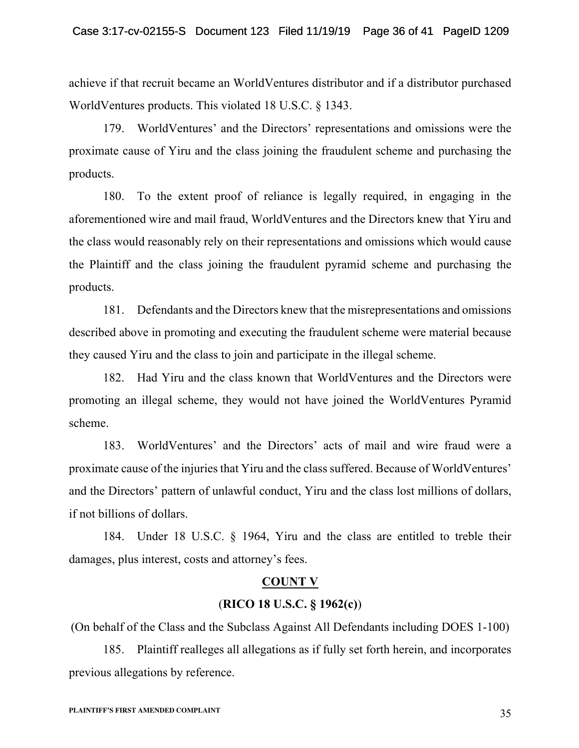achieve if that recruit became an WorldVentures distributor and if a distributor purchased WorldVentures products. This violated 18 U.S.C. § 1343.

179. WorldVentures' and the Directors' representations and omissions were the proximate cause of Yiru and the class joining the fraudulent scheme and purchasing the products.

180. To the extent proof of reliance is legally required, in engaging in the aforementioned wire and mail fraud, WorldVentures and the Directors knew that Yiru and the class would reasonably rely on their representations and omissions which would cause the Plaintiff and the class joining the fraudulent pyramid scheme and purchasing the products.

181. Defendants and the Directors knew that the misrepresentations and omissions described above in promoting and executing the fraudulent scheme were material because they caused Yiru and the class to join and participate in the illegal scheme.

182. Had Yiru and the class known that WorldVentures and the Directors were promoting an illegal scheme, they would not have joined the WorldVentures Pyramid scheme.

183. WorldVentures' and the Directors' acts of mail and wire fraud were a proximate cause of the injuries that Yiru and the class suffered. Because of WorldVentures' and the Directors' pattern of unlawful conduct, Yiru and the class lost millions of dollars, if not billions of dollars.

184. Under 18 U.S.C. § 1964, Yiru and the class are entitled to treble their damages, plus interest, costs and attorney's fees.

## COUNT V

### (RICO 18 U.S.C. § 1962(c))

(On behalf of the Class and the Subclass Against All Defendants including DOES 1-100)

185. Plaintiff realleges all allegations as if fully set forth herein, and incorporates previous allegations by reference.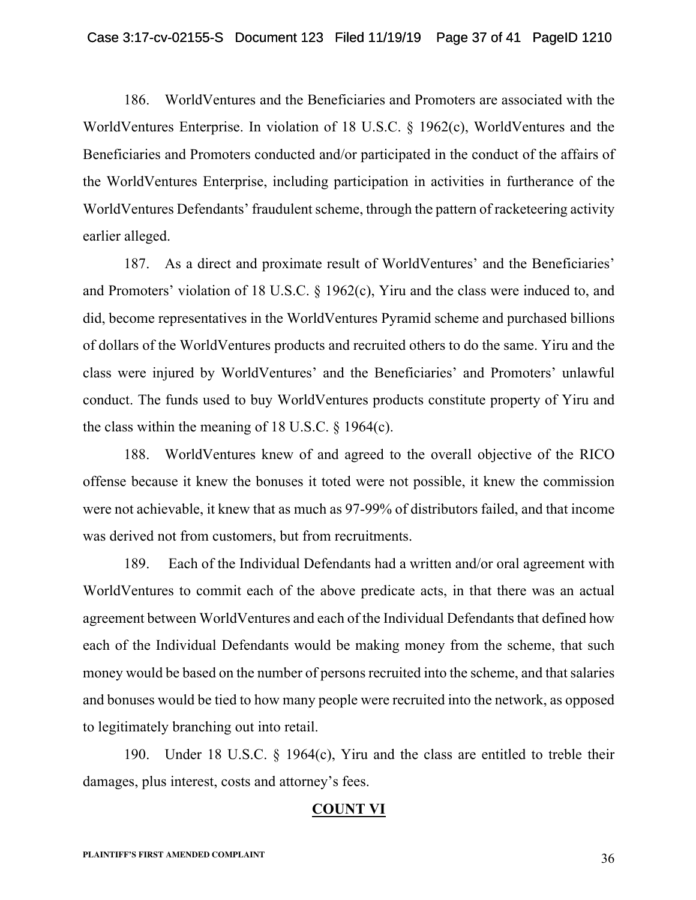186. WorldVentures and the Beneficiaries and Promoters are associated with the WorldVentures Enterprise. In violation of 18 U.S.C. § 1962(c), WorldVentures and the Beneficiaries and Promoters conducted and/or participated in the conduct of the affairs of the WorldVentures Enterprise, including participation in activities in furtherance of the WorldVentures Defendants' fraudulent scheme, through the pattern of racketeering activity earlier alleged.

187. As a direct and proximate result of WorldVentures' and the Beneficiaries' and Promoters' violation of 18 U.S.C. § 1962(c), Yiru and the class were induced to, and did, become representatives in the WorldVentures Pyramid scheme and purchased billions of dollars of the WorldVentures products and recruited others to do the same. Yiru and the class were injured by WorldVentures' and the Beneficiaries' and Promoters' unlawful conduct. The funds used to buy WorldVentures products constitute property of Yiru and the class within the meaning of 18 U.S.C. § 1964(c).

188. WorldVentures knew of and agreed to the overall objective of the RICO offense because it knew the bonuses it toted were not possible, it knew the commission were not achievable, it knew that as much as 97-99% of distributors failed, and that income was derived not from customers, but from recruitments.

189. Each of the Individual Defendants had a written and/or oral agreement with WorldVentures to commit each of the above predicate acts, in that there was an actual agreement between WorldVentures and each of the Individual Defendants that defined how each of the Individual Defendants would be making money from the scheme, that such money would be based on the number of persons recruited into the scheme, and that salaries and bonuses would be tied to how many people were recruited into the network, as opposed to legitimately branching out into retail.

190. Under 18 U.S.C. § 1964(c), Yiru and the class are entitled to treble their damages, plus interest, costs and attorney's fees.

## COUNT VI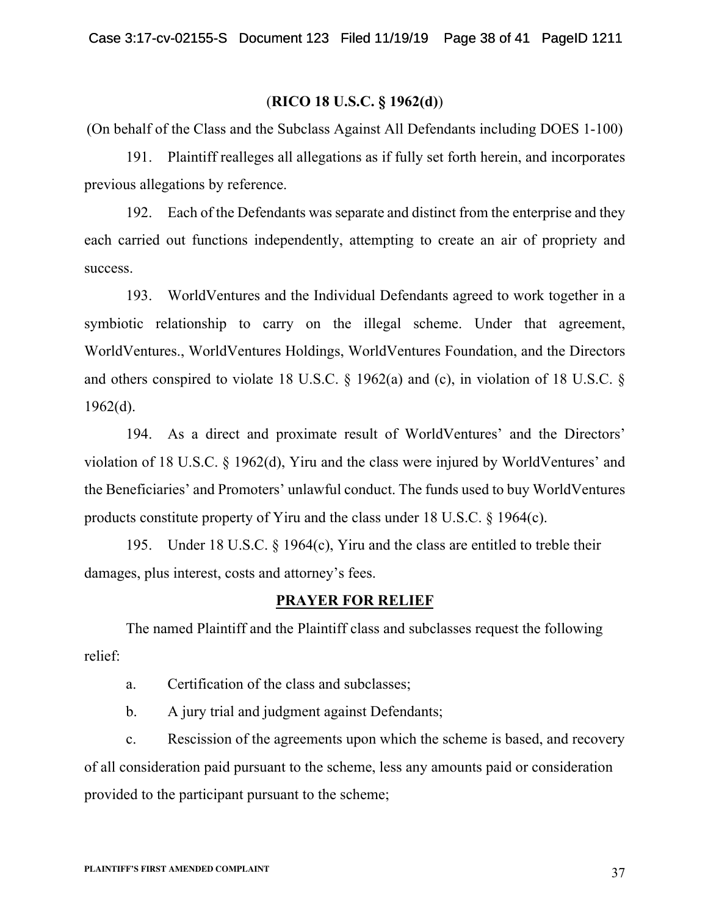(**RICO 18 U.S.C. § 1962(d)**)

(On behalf of the Class and the Subclass Against All Defendants including DOES 1-100)

191. Plaintiff realleges all allegations as if fully set forth herein, and incorporates previous allegations by reference.

192. Each of the Defendants was separate and distinct from the enterprise and they each carried out functions independently, attempting to create an air of propriety and success.

193. WorldVentures and the Individual Defendants agreed to work together in a symbiotic relationship to carry on the illegal scheme. Under that agreement, WorldVentures., WorldVentures Holdings, WorldVentures Foundation, and the Directors and others conspired to violate 18 U.S.C. § 1962(a) and (c), in violation of 18 U.S.C. § 1962(d).

194. As a direct and proximate result of WorldVentures' and the Directors' violation of 18 U.S.C. § 1962(d), Yiru and the class were injured by WorldVentures' and the Beneficiaries' and Promoters' unlawful conduct. The funds used to buy WorldVentures products constitute property of Yiru and the class under 18 U.S.C. § 1964(c).

195. Under 18 U.S.C. § 1964(c), Yiru and the class are entitled to treble their damages, plus interest, costs and attorney's fees.

## PRAYER FOR RELIEF

The named Plaintiff and the Plaintiff class and subclasses request the following relief:

a. Certification of the class and subclasses;

b. A jury trial and judgment against Defendants;

c. Rescission of the agreements upon which the scheme is based, and recovery of all consideration paid pursuant to the scheme, less any amounts paid or consideration provided to the participant pursuant to the scheme;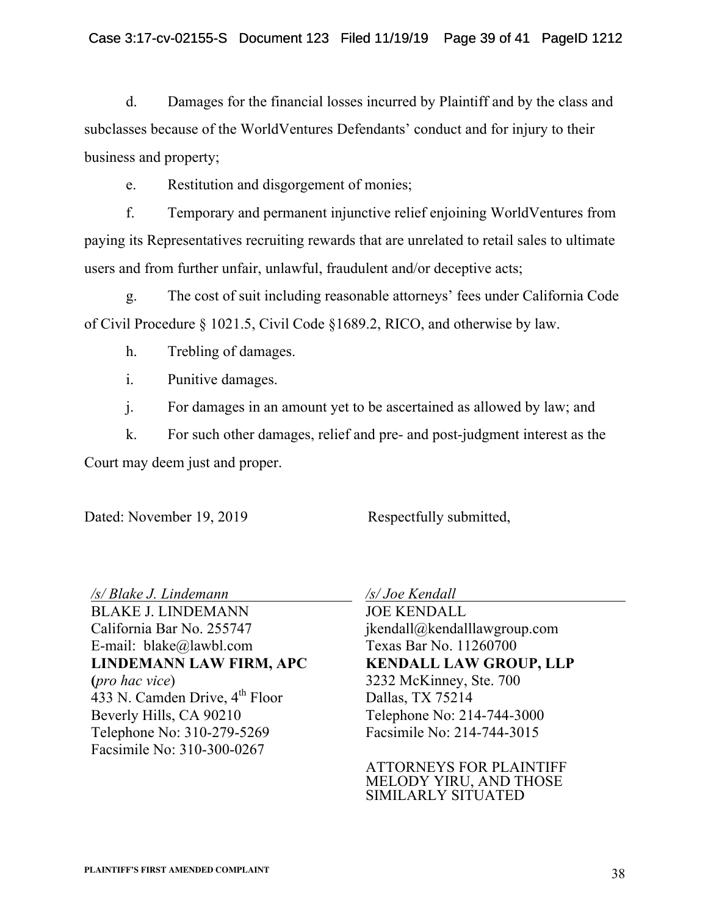d. Damages for the financial losses incurred by Plaintiff and by the class and subclasses because of the WorldVentures Defendants' conduct and for injury to their business and property;

e. Restitution and disgorgement of monies;

f. Temporary and permanent injunctive relief enjoining WorldVentures from paying its Representatives recruiting rewards that are unrelated to retail sales to ultimate users and from further unfair, unlawful, fraudulent and/or deceptive acts;

g. The cost of suit including reasonable attorneys' fees under California Code of Civil Procedure § 1021.5, Civil Code §1689.2, RICO, and otherwise by law.

h. Trebling of damages.

i. Punitive damages.

j. For damages in an amount yet to be ascertained as allowed by law; and

k. For such other damages, relief and pre- and post-judgment interest as the Court may deem just and proper.

Dated: November 19, 2019

Respectfully submitted,

*/s/ Blake J. Lindemann*
BLAKE J. LINDEMANN
California Bar No. 255747
E-mail: blake@lawbl.com
**LINDEMANN LAW FIRM, APC**
**(***pro hac vice***)**
433 N. Camden Drive, 4th Floor
Beverly Hills, CA 90210
Telephone No: 310-279-5269
Facsimile No: 310-300-0267

*/s/ Joe Kendall*
JOE KENDALL
jkendall@kendalllawgroup.com
Texas Bar No. 11260700
**KENDALL LAW GROUP, LLP**
3232 McKinney, Ste. 700
Dallas, TX 75214
Telephone No: 214-744-3000
Facsimile No: 214-744-3015

ATTORNEYS FOR PLAINTIFF MELODY YIRU, AND THOSE SIMILARLY SITUATED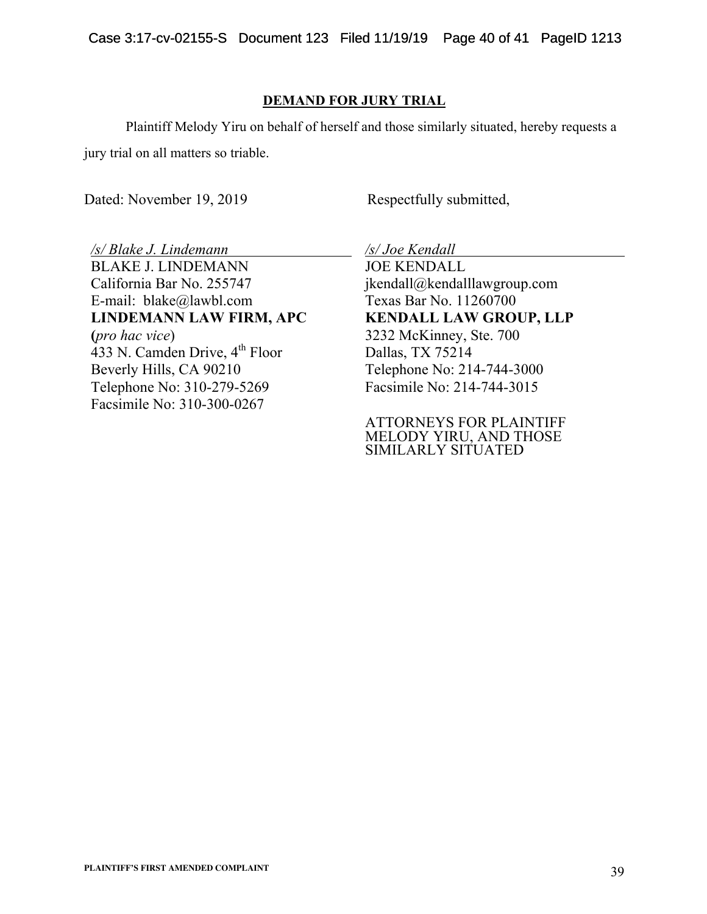## DEMAND FOR JURY TRIAL

Plaintiff Melody Yiru on behalf of herself and those similarly situated, hereby requests a jury trial on all matters so triable.

Dated: November 19, 2019

Respectfully submitted,

*/s/ Blake J. Lindemann*
BLAKE J. LINDEMANN
California Bar No. 255747
E-mail: blake@lawbl.com
**LINDEMANN LAW FIRM, APC**
(*pro hac vice*)
433 N. Camden Drive, 4th Floor
Beverly Hills, CA 90210
Telephone No: 310-279-5269
Facsimile No: 310-300-0267

*/s/ Joe Kendall*
JOE KENDALL
jkendall@kendalllawgroup.com
Texas Bar No. 11260700
**KENDALL LAW GROUP, LLP**
3232 McKinney, Ste. 700
Dallas, TX 75214
Telephone No: 214-744-3000
Facsimile No: 214-744-3015

ATTORNEYS FOR PLAINTIFF MELODY YIRU, AND THOSE SIMILARLY SITUATED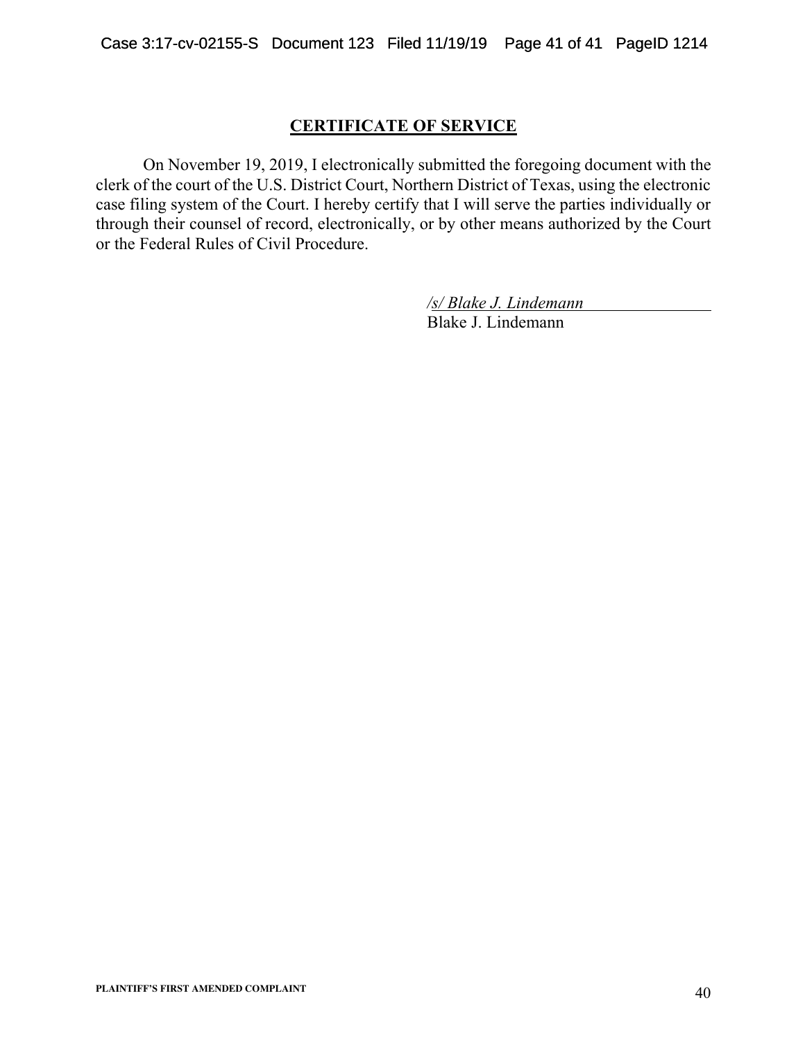## CERTIFICATE OF SERVICE

On November 19, 2019, I electronically submitted the foregoing document with the clerk of the court of the U.S. District Court, Northern District of Texas, using the electronic case filing system of the Court. I hereby certify that I will serve the parties individually or through their counsel of record, electronically, or by other means authorized by the Court or the Federal Rules of Civil Procedure.

*/s/ Blake J. Lindemann*
Blake J. Lindemann